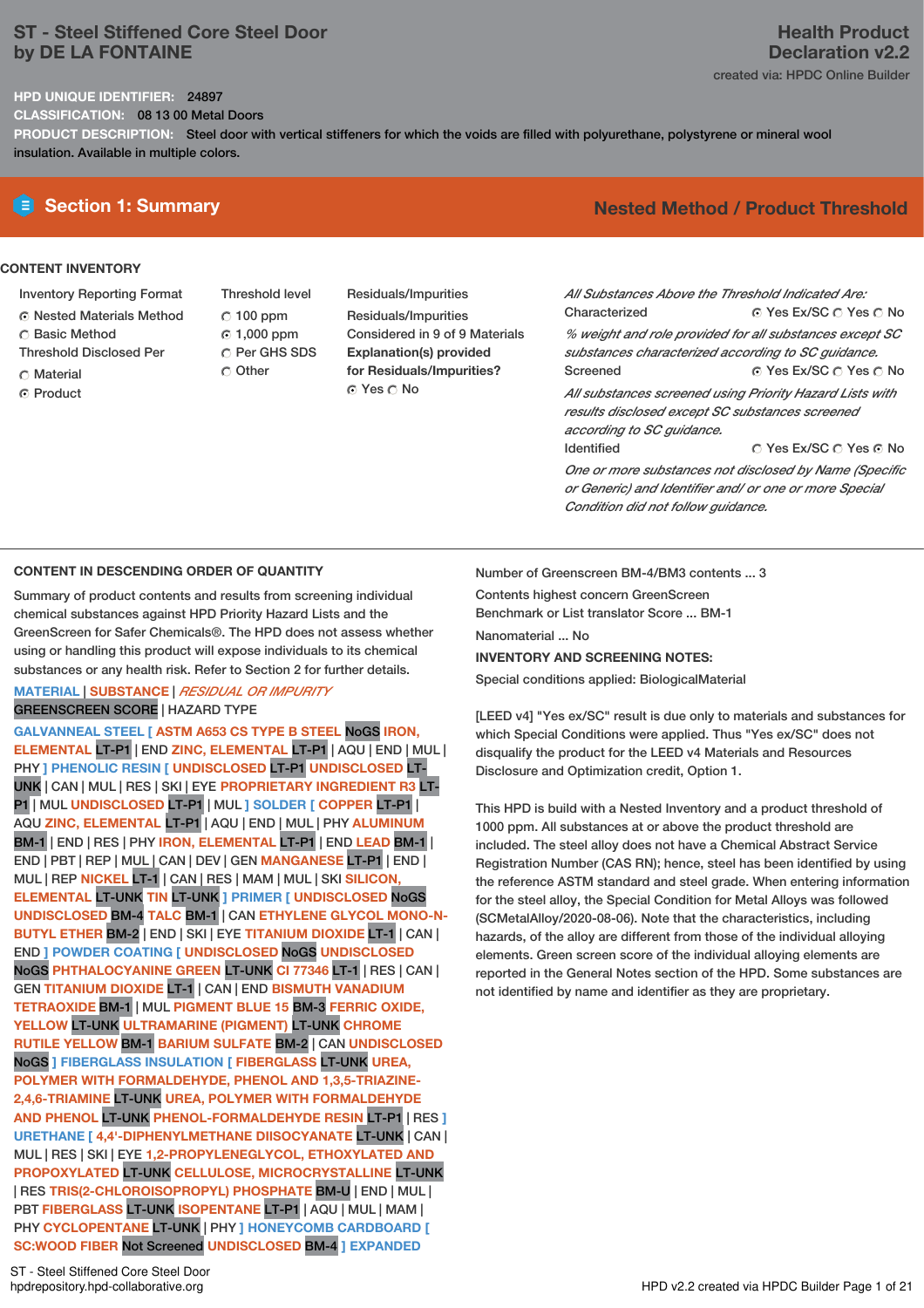# ST - Steel Stiffened Core Steel Door by DE LA FONTAINE

## Health Product Declaration v2.2

created via: HPDC Online Builder

**HPD UNIQUE IDENTIFIER:** 24897

**CLASSIFICATION:** 08 13 00 Metal Doors

**PRODUCT DESCRIPTION:** Steel door with vertical stiffeners for which the voids are filled with polyurethane, polystyrene or mineral wool insulation. Available in multiple colors.

## Section 1: Summary

**Nested Method / Product Threshold**

### CONTENT INVENTORY

Inventory Reporting Format
- (•) Nested Materials Method
- ( ) Basic Method

Threshold Disclosed Per
- ( ) Material
- (•) Product

Threshold level
- ( ) 100 ppm
- (•) 1,000 ppm
- ( ) Per GHS SDS
- ( ) Other

Residuals/Impurities

Residuals/Impurities Considered in 9 of 9 Materials

**Explanation(s) provided for Residuals/Impurities?**
(•) Yes ( ) No

*All Substances Above the Threshold Indicated Are:*

Characterized (•) Yes Ex/SC ( ) Yes ( ) No

*% weight and role provided for all substances except SC substances characterized according to SC guidance.*

Screened (•) Yes Ex/SC ( ) Yes ( ) No

*All substances screened using Priority Hazard Lists with results disclosed except SC substances screened according to SC guidance.*

Identified ( ) Yes Ex/SC ( ) Yes (•) No

*One or more substances not disclosed by Name (Specific or Generic) and Identifier and/ or one or more Special Condition did not follow guidance.*

### CONTENT IN DESCENDING ORDER OF QUANTITY

Summary of product contents and results from screening individual chemical substances against HPD Priority Hazard Lists and the GreenScreen for Safer Chemicals®. The HPD does not assess whether using or handling this product will expose individuals to its chemical substances or any health risk. Refer to Section 2 for further details.

MATERIAL | SUBSTANCE | *RESIDUAL OR IMPURITY*
GREENSCREEN SCORE | HAZARD TYPE

GALVANNEAL STEEL [ ASTM A653 CS TYPE B STEEL NoGS IRON, ELEMENTAL LT-P1 | END ZINC, ELEMENTAL LT-P1 | AQU | END | MUL | PHY ] PHENOLIC RESIN [ UNDISCLOSED LT-P1 UNDISCLOSED LT-UNK | CAN | MUL | RES | SKI | EYE PROPRIETARY INGREDIENT R3 LT-P1 | MUL UNDISCLOSED LT-P1 | MUL ] SOLDER [ COPPER LT-P1 | AQU ZINC, ELEMENTAL LT-P1 | AQU | END | MUL | PHY ALUMINUM BM-1 | END | RES | PHY IRON, ELEMENTAL LT-P1 | END LEAD BM-1 | END | PBT | REP | MUL | CAN | DEV | GEN MANGANESE LT-P1 | END | MUL | REP NICKEL LT-1 | CAN | RES | MAM | MUL | SKI SILICON, ELEMENTAL LT-UNK TIN LT-UNK ] PRIMER [ UNDISCLOSED NoGS UNDISCLOSED BM-4 TALC BM-1 | CAN ETHYLENE GLYCOL MONO-N-BUTYL ETHER BM-2 | END | SKI | EYE TITANIUM DIOXIDE LT-1 | CAN | END ] POWDER COATING [ UNDISCLOSED NoGS UNDISCLOSED NoGS PHTHALOCYANINE GREEN LT-UNK CI 77346 LT-1 | RES | CAN | GEN TITANIUM DIOXIDE LT-1 | CAN | END BISMUTH VANADIUM TETRAOXIDE BM-1 | MUL PIGMENT BLUE 15 BM-3 FERRIC OXIDE, YELLOW LT-UNK ULTRAMARINE (PIGMENT) LT-UNK CHROME RUTILE YELLOW BM-1 BARIUM SULFATE BM-2 | CAN UNDISCLOSED NoGS ] FIBERGLASS INSULATION [ FIBERGLASS LT-UNK UREA, POLYMER WITH FORMALDEHYDE, PHENOL AND 1,3,5-TRIAZINE-2,4,6-TRIAMINE LT-UNK UREA, POLYMER WITH FORMALDEHYDE AND PHENOL LT-UNK PHENOL-FORMALDEHYDE RESIN LT-P1 | RES ] URETHANE [ 4,4'-DIPHENYLMETHANE DIISOCYANATE LT-UNK | CAN | MUL | RES | SKI | EYE 1,2-PROPYLENEGLYCOL, ETHOXYLATED AND PROPOXYLATED LT-UNK CELLULOSE, MICROCRYSTALLINE LT-UNK | RES TRIS(2-CHLOROISOPROPYL) PHOSPHATE BM-U | END | MUL | PBT FIBERGLASS LT-UNK ISOPENTANE LT-P1 | AQU | MUL | MAM | PHY CYCLOPENTANE LT-UNK | PHY ] HONEYCOMB CARDBOARD [ SC:WOOD FIBER Not Screened UNDISCLOSED BM-4 ] EXPANDED

Number of Greenscreen BM-4/BM3 contents ... 3

Contents highest concern GreenScreen Benchmark or List translator Score ... BM-1

Nanomaterial ... No

**INVENTORY AND SCREENING NOTES:**

Special conditions applied: BiologicalMaterial

[LEED v4] "Yes ex/SC" result is due only to materials and substances for which Special Conditions were applied. Thus "Yes ex/SC" does not disqualify the product for the LEED v4 Materials and Resources Disclosure and Optimization credit, Option 1.

This HPD is build with a Nested Inventory and a product threshold of 1000 ppm. All substances at or above the product threshold are included. The steel alloy does not have a Chemical Abstract Service Registration Number (CAS RN); hence, steel has been identified by using the reference ASTM standard and steel grade. When entering information for the steel alloy, the Special Condition for Metal Alloys was followed (SCMetalAlloy/2020-08-06). Note that the characteristics, including hazards, of the alloy are different from those of the individual alloying elements. Green screen score of the individual alloying elements are reported in the General Notes section of the HPD. Some substances are not identified by name and identifier as they are proprietary.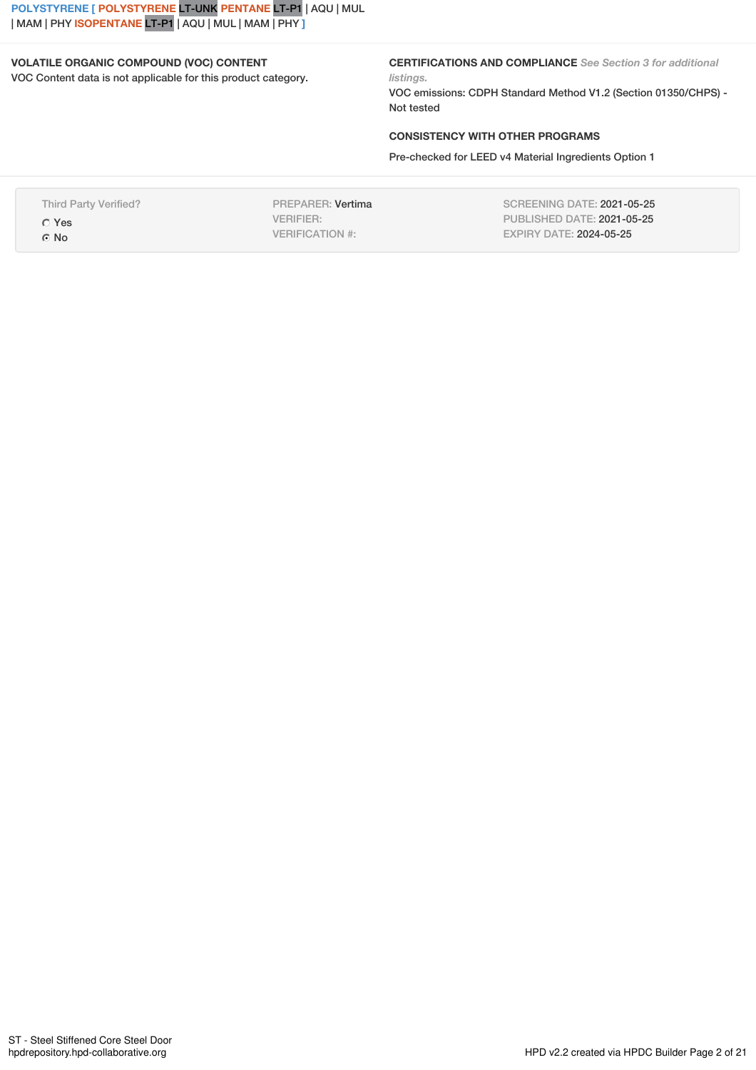POLYSTYRENE [ POLYSTYRENE LT-UNK PENTANE LT-P1 | AQU | MUL | MAM | PHY ISOPENTANE LT-P1 | AQU | MUL | MAM | PHY ]

**VOLATILE ORGANIC COMPOUND (VOC) CONTENT**

VOC Content data is not applicable for this product category.

**CERTIFICATIONS AND COMPLIANCE** *See Section 3 for additional listings.*

VOC emissions: CDPH Standard Method V1.2 (Section 01350/CHPS) - Not tested

**CONSISTENCY WITH OTHER PROGRAMS**

Pre-checked for LEED v4 Material Ingredients Option 1

| Third Party Verified? | PREPARER: Vertima | SCREENING DATE: 2021-05-25 |
| --- | --- | --- |
| ○ Yes | VERIFIER: | PUBLISHED DATE: 2021-05-25 |
| ● No | VERIFICATION #: | EXPIRY DATE: 2024-05-25 |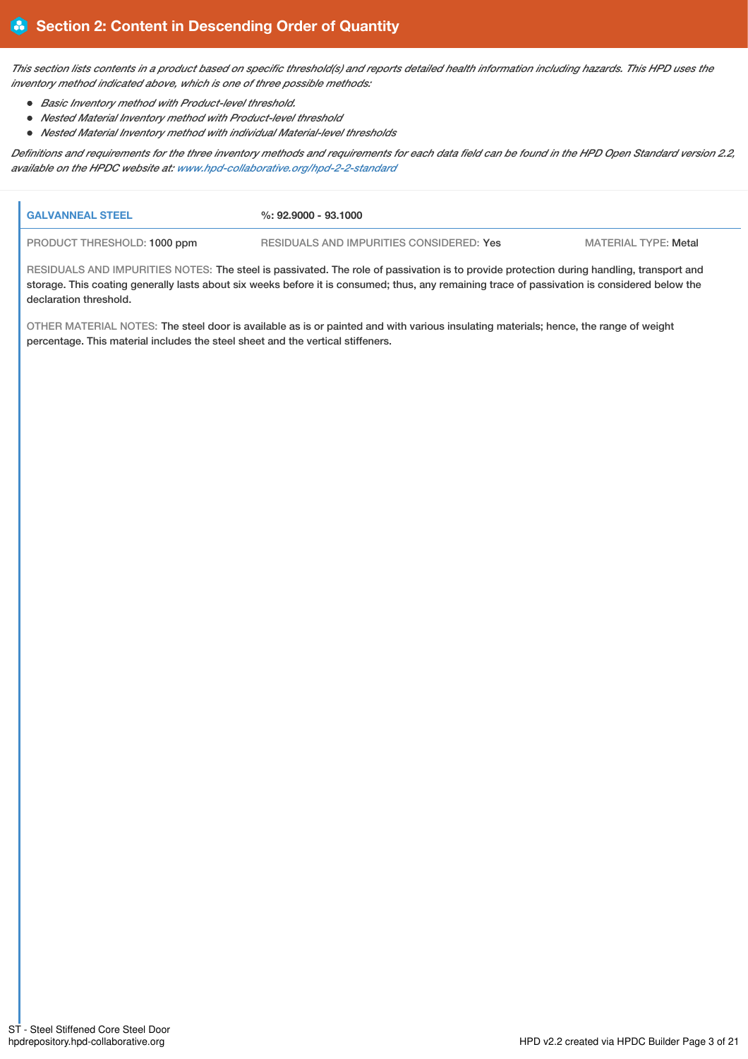## Section 2: Content in Descending Order of Quantity

*This section lists contents in a product based on specific threshold(s) and reports detailed health information including hazards. This HPD uses the inventory method indicated above, which is one of three possible methods:*

- *Basic Inventory method with Product-level threshold.*
- *Nested Material Inventory method with Product-level threshold*
- *Nested Material Inventory method with individual Material-level thresholds*

*Definitions and requirements for the three inventory methods and requirements for each data field can be found in the HPD Open Standard version 2.2, available on the HPDC website at: www.hpd-collaborative.org/hpd-2-2-standard*

**GALVANNEAL STEEL** **%: 92.9000 - 93.1000**

PRODUCT THRESHOLD: 1000 ppm RESIDUALS AND IMPURITIES CONSIDERED: Yes MATERIAL TYPE: Metal

RESIDUALS AND IMPURITIES NOTES: The steel is passivated. The role of passivation is to provide protection during handling, transport and storage. This coating generally lasts about six weeks before it is consumed; thus, any remaining trace of passivation is considered below the declaration threshold.

OTHER MATERIAL NOTES: The steel door is available as is or painted and with various insulating materials; hence, the range of weight percentage. This material includes the steel sheet and the vertical stiffeners.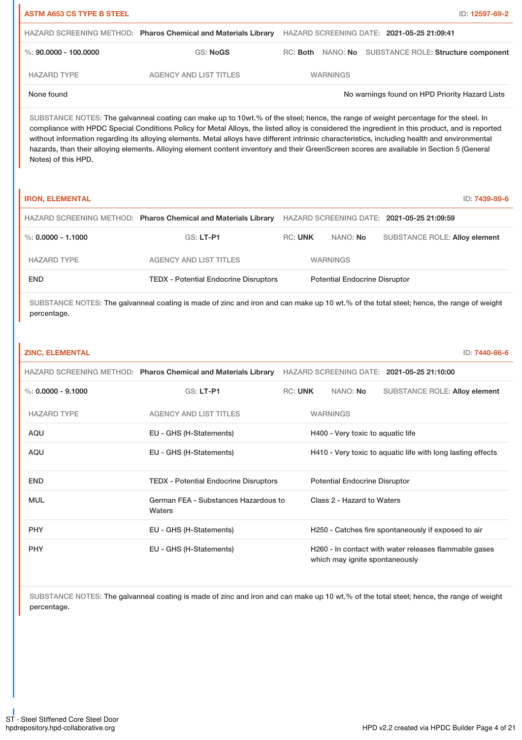## ASTM A653 CS TYPE B STEEL

ID: 12597-69-2

HAZARD SCREENING METHOD: **Pharos Chemical and Materials Library** HAZARD SCREENING DATE: **2021-05-25 21:09:41**

%: **90.0000 - 100.0000** GS: **NoGS** RC: **Both** NANO: **No** SUBSTANCE ROLE: **Structure component**

| HAZARD TYPE | AGENCY AND LIST TITLES | WARNINGS |
|---|---|---|
| None found | | No warnings found on HPD Priority Hazard Lists |

SUBSTANCE NOTES: The galvanneal coating can make up to 10wt.% of the steel; hence, the range of weight percentage for the steel. In compliance with HPDC Special Conditions Policy for Metal Alloys, the listed alloy is considered the ingredient in this product, and is reported without information regarding its alloying elements. Metal alloys have different intrinsic characteristics, including health and environmental hazards, than their alloying elements. Alloying element content inventory and their GreenScreen scores are available in Section 5 (General Notes) of this HPD.

## IRON, ELEMENTAL

ID: 7439-89-6

HAZARD SCREENING METHOD: **Pharos Chemical and Materials Library** HAZARD SCREENING DATE: **2021-05-25 21:09:59**

%: **0.0000 - 1.1000** GS: **LT-P1** RC: **UNK** NANO: **No** SUBSTANCE ROLE: **Alloy element**

| HAZARD TYPE | AGENCY AND LIST TITLES | WARNINGS |
|---|---|---|
| END | TEDX - Potential Endocrine Disruptors | Potential Endocrine Disruptor |

SUBSTANCE NOTES: The galvanneal coating is made of zinc and iron and can make up 10 wt.% of the total steel; hence, the range of weight percentage.

## ZINC, ELEMENTAL

ID: 7440-66-6

HAZARD SCREENING METHOD: **Pharos Chemical and Materials Library** HAZARD SCREENING DATE: **2021-05-25 21:10:00**

%: **0.0000 - 9.1000** GS: **LT-P1** RC: **UNK** NANO: **No** SUBSTANCE ROLE: **Alloy element**

| HAZARD TYPE | AGENCY AND LIST TITLES | WARNINGS |
|---|---|---|
| AQU | EU - GHS (H-Statements) | H400 - Very toxic to aquatic life |
| AQU | EU - GHS (H-Statements) | H410 - Very toxic to aquatic life with long lasting effects |
| END | TEDX - Potential Endocrine Disruptors | Potential Endocrine Disruptor |
| MUL | German FEA - Substances Hazardous to Waters | Class 2 - Hazard to Waters |
| PHY | EU - GHS (H-Statements) | H250 - Catches fire spontaneously if exposed to air |
| PHY | EU - GHS (H-Statements) | H260 - In contact with water releases flammable gases which may ignite spontaneously |

SUBSTANCE NOTES: The galvanneal coating is made of zinc and iron and can make up 10 wt.% of the total steel; hence, the range of weight percentage.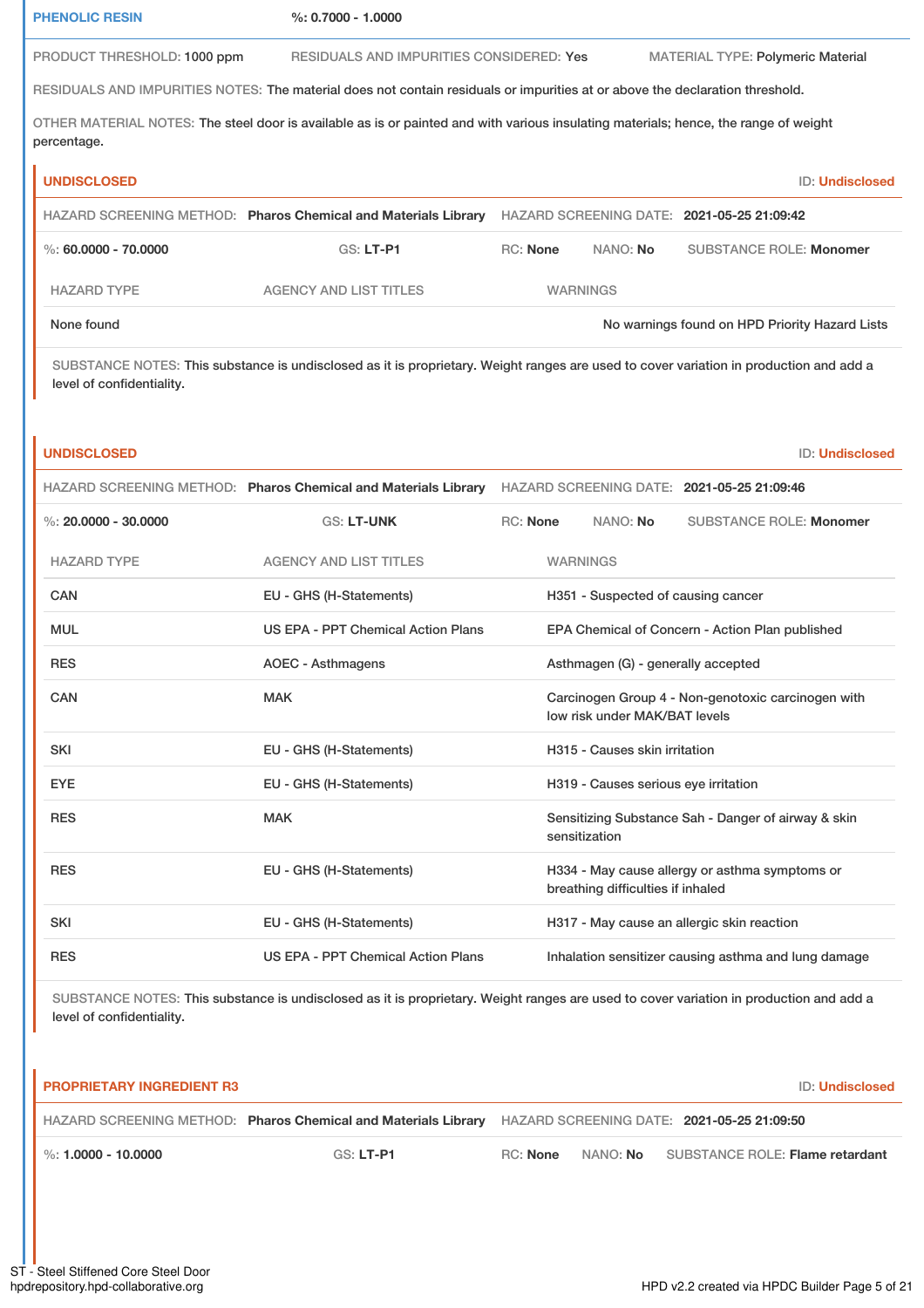**PHENOLIC RESIN** %: 0.7000 - 1.0000

PRODUCT THRESHOLD: 1000 ppm RESIDUALS AND IMPURITIES CONSIDERED: Yes MATERIAL TYPE: Polymeric Material

RESIDUALS AND IMPURITIES NOTES: The material does not contain residuals or impurities at or above the declaration threshold.

OTHER MATERIAL NOTES: The steel door is available as is or painted and with various insulating materials; hence, the range of weight percentage.

**UNDISCLOSED** ID: Undisclosed

HAZARD SCREENING METHOD: **Pharos Chemical and Materials Library** HAZARD SCREENING DATE: **2021-05-25 21:09:42**

%: **60.0000 - 70.0000** GS: **LT-P1** RC: **None** NANO: **No** SUBSTANCE ROLE: **Monomer**

| HAZARD TYPE | AGENCY AND LIST TITLES | WARNINGS |
|---|---|---|
| None found | | No warnings found on HPD Priority Hazard Lists |

SUBSTANCE NOTES: This substance is undisclosed as it is proprietary. Weight ranges are used to cover variation in production and add a level of confidentiality.

**UNDISCLOSED** ID: Undisclosed

HAZARD SCREENING METHOD: **Pharos Chemical and Materials Library** HAZARD SCREENING DATE: **2021-05-25 21:09:46**

%: **20.0000 - 30.0000** GS: **LT-UNK** RC: **None** NANO: **No** SUBSTANCE ROLE: **Monomer**

| HAZARD TYPE | AGENCY AND LIST TITLES | WARNINGS |
|---|---|---|
| CAN | EU - GHS (H-Statements) | H351 - Suspected of causing cancer |
| MUL | US EPA - PPT Chemical Action Plans | EPA Chemical of Concern - Action Plan published |
| RES | AOEC - Asthmagens | Asthmagen (G) - generally accepted |
| CAN | MAK | Carcinogen Group 4 - Non-genotoxic carcinogen with low risk under MAK/BAT levels |
| SKI | EU - GHS (H-Statements) | H315 - Causes skin irritation |
| EYE | EU - GHS (H-Statements) | H319 - Causes serious eye irritation |
| RES | MAK | Sensitizing Substance Sah - Danger of airway & skin sensitization |
| RES | EU - GHS (H-Statements) | H334 - May cause allergy or asthma symptoms or breathing difficulties if inhaled |
| SKI | EU - GHS (H-Statements) | H317 - May cause an allergic skin reaction |
| RES | US EPA - PPT Chemical Action Plans | Inhalation sensitizer causing asthma and lung damage |

SUBSTANCE NOTES: This substance is undisclosed as it is proprietary. Weight ranges are used to cover variation in production and add a level of confidentiality.

**PROPRIETARY INGREDIENT R3** ID: Undisclosed

HAZARD SCREENING METHOD: **Pharos Chemical and Materials Library** HAZARD SCREENING DATE: **2021-05-25 21:09:50**

%: **1.0000 - 10.0000** GS: **LT-P1** RC: **None** NANO: **No** SUBSTANCE ROLE: **Flame retardant**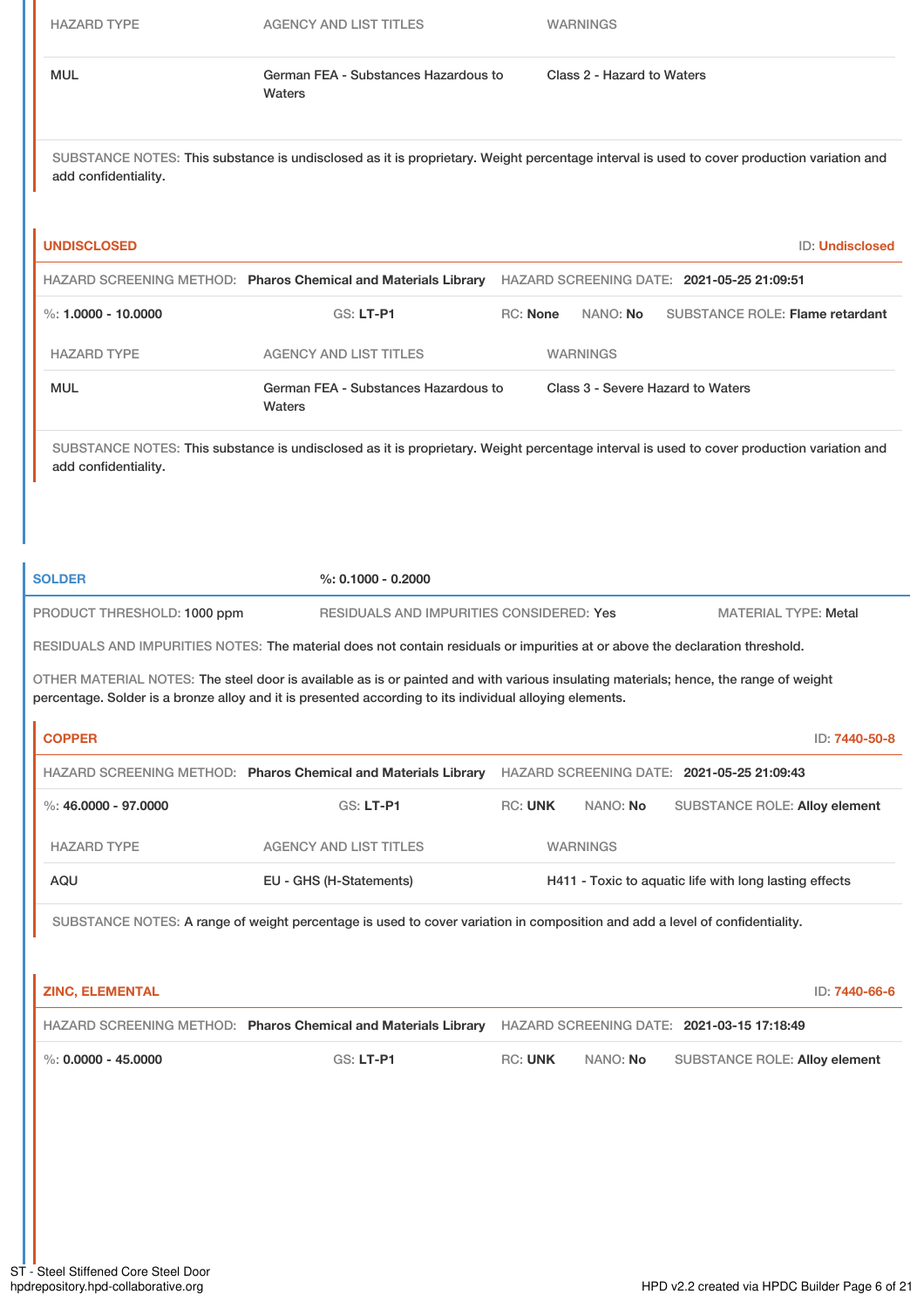| HAZARD TYPE | AGENCY AND LIST TITLES | WARNINGS |
| --- | --- | --- |
| MUL | German FEA - Substances Hazardous to Waters | Class 2 - Hazard to Waters |

SUBSTANCE NOTES: This substance is undisclosed as it is proprietary. Weight percentage interval is used to cover production variation and add confidentiality.

### UNDISCLOSED

ID: Undisclosed

HAZARD SCREENING METHOD: **Pharos Chemical and Materials Library** HAZARD SCREENING DATE: **2021-05-25 21:09:51**

%: **1.0000 - 10.0000** GS: **LT-P1** RC: **None** NANO: **No** SUBSTANCE ROLE: **Flame retardant**

| HAZARD TYPE | AGENCY AND LIST TITLES | WARNINGS |
| --- | --- | --- |
| MUL | German FEA - Substances Hazardous to Waters | Class 3 - Severe Hazard to Waters |

SUBSTANCE NOTES: This substance is undisclosed as it is proprietary. Weight percentage interval is used to cover production variation and add confidentiality.

## SOLDER

%: **0.1000 - 0.2000**

PRODUCT THRESHOLD: 1000 ppm RESIDUALS AND IMPURITIES CONSIDERED: Yes MATERIAL TYPE: Metal

RESIDUALS AND IMPURITIES NOTES: The material does not contain residuals or impurities at or above the declaration threshold.

OTHER MATERIAL NOTES: The steel door is available as is or painted and with various insulating materials; hence, the range of weight percentage. Solder is a bronze alloy and it is presented according to its individual alloying elements.

### COPPER

ID: 7440-50-8

HAZARD SCREENING METHOD: **Pharos Chemical and Materials Library** HAZARD SCREENING DATE: **2021-05-25 21:09:43**

%: **46.0000 - 97.0000** GS: **LT-P1** RC: **UNK** NANO: **No** SUBSTANCE ROLE: **Alloy element**

| HAZARD TYPE | AGENCY AND LIST TITLES | WARNINGS |
| --- | --- | --- |
| AQU | EU - GHS (H-Statements) | H411 - Toxic to aquatic life with long lasting effects |

SUBSTANCE NOTES: A range of weight percentage is used to cover variation in composition and add a level of confidentiality.

### ZINC, ELEMENTAL

ID: 7440-66-6

HAZARD SCREENING METHOD: **Pharos Chemical and Materials Library** HAZARD SCREENING DATE: **2021-03-15 17:18:49**

%: **0.0000 - 45.0000** GS: **LT-P1** RC: **UNK** NANO: **No** SUBSTANCE ROLE: **Alloy element**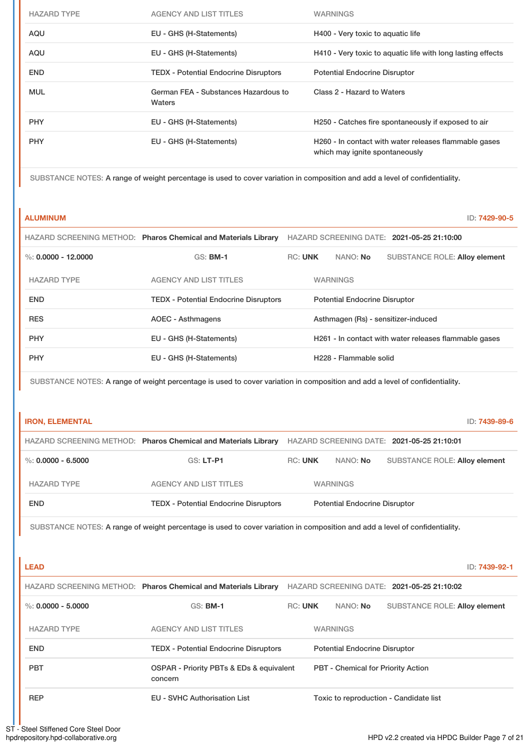| HAZARD TYPE | AGENCY AND LIST TITLES | WARNINGS |
|---|---|---|
| AQU | EU - GHS (H-Statements) | H400 - Very toxic to aquatic life |
| AQU | EU - GHS (H-Statements) | H410 - Very toxic to aquatic life with long lasting effects |
| END | TEDX - Potential Endocrine Disruptors | Potential Endocrine Disruptor |
| MUL | German FEA - Substances Hazardous to Waters | Class 2 - Hazard to Waters |
| PHY | EU - GHS (H-Statements) | H250 - Catches fire spontaneously if exposed to air |
| PHY | EU - GHS (H-Statements) | H260 - In contact with water releases flammable gases which may ignite spontaneously |

SUBSTANCE NOTES: A range of weight percentage is used to cover variation in composition and add a level of confidentiality.

## ALUMINUM

ID: 7429-90-5

HAZARD SCREENING METHOD: **Pharos Chemical and Materials Library** HAZARD SCREENING DATE: **2021-05-25 21:10:00**

%: **0.0000 - 12.0000** GS: **BM-1** RC: **UNK** NANO: **No** SUBSTANCE ROLE: **Alloy element**

| HAZARD TYPE | AGENCY AND LIST TITLES | WARNINGS |
|---|---|---|
| END | TEDX - Potential Endocrine Disruptors | Potential Endocrine Disruptor |
| RES | AOEC - Asthmagens | Asthmagen (Rs) - sensitizer-induced |
| PHY | EU - GHS (H-Statements) | H261 - In contact with water releases flammable gases |
| PHY | EU - GHS (H-Statements) | H228 - Flammable solid |

SUBSTANCE NOTES: A range of weight percentage is used to cover variation in composition and add a level of confidentiality.

## IRON, ELEMENTAL

ID: 7439-89-6

HAZARD SCREENING METHOD: **Pharos Chemical and Materials Library** HAZARD SCREENING DATE: **2021-05-25 21:10:01**

%: **0.0000 - 6.5000** GS: **LT-P1** RC: **UNK** NANO: **No** SUBSTANCE ROLE: **Alloy element**

| HAZARD TYPE | AGENCY AND LIST TITLES | WARNINGS |
|---|---|---|
| END | TEDX - Potential Endocrine Disruptors | Potential Endocrine Disruptor |

SUBSTANCE NOTES: A range of weight percentage is used to cover variation in composition and add a level of confidentiality.

## LEAD

ID: 7439-92-1

HAZARD SCREENING METHOD: **Pharos Chemical and Materials Library** HAZARD SCREENING DATE: **2021-05-25 21:10:02**

%: **0.0000 - 5.0000** GS: **BM-1** RC: **UNK** NANO: **No** SUBSTANCE ROLE: **Alloy element**

| HAZARD TYPE | AGENCY AND LIST TITLES | WARNINGS |
|---|---|---|
| END | TEDX - Potential Endocrine Disruptors | Potential Endocrine Disruptor |
| PBT | OSPAR - Priority PBTs & EDs & equivalent concern | PBT - Chemical for Priority Action |
| REP | EU - SVHC Authorisation List | Toxic to reproduction - Candidate list |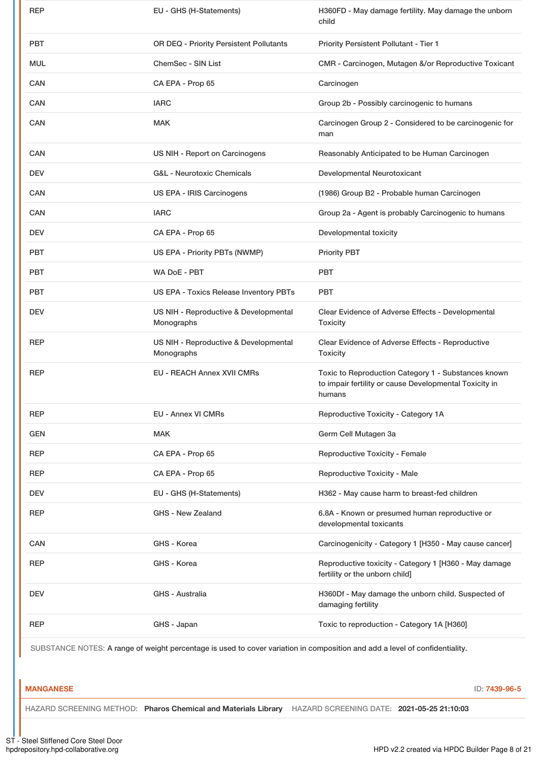| | | |
|---|---|---|
| REP | EU - GHS (H-Statements) | H360FD - May damage fertility. May damage the unborn child |
| PBT | OR DEQ - Priority Persistent Pollutants | Priority Persistent Pollutant - Tier 1 |
| MUL | ChemSec - SIN List | CMR - Carcinogen, Mutagen &/or Reproductive Toxicant |
| CAN | CA EPA - Prop 65 | Carcinogen |
| CAN | IARC | Group 2b - Possibly carcinogenic to humans |
| CAN | MAK | Carcinogen Group 2 - Considered to be carcinogenic for man |
| CAN | US NIH - Report on Carcinogens | Reasonably Anticipated to be Human Carcinogen |
| DEV | G&L - Neurotoxic Chemicals | Developmental Neurotoxicant |
| CAN | US EPA - IRIS Carcinogens | (1986) Group B2 - Probable human Carcinogen |
| CAN | IARC | Group 2a - Agent is probably Carcinogenic to humans |
| DEV | CA EPA - Prop 65 | Developmental toxicity |
| PBT | US EPA - Priority PBTs (NWMP) | Priority PBT |
| PBT | WA DoE - PBT | PBT |
| PBT | US EPA - Toxics Release Inventory PBTs | PBT |
| DEV | US NIH - Reproductive & Developmental Monographs | Clear Evidence of Adverse Effects - Developmental Toxicity |
| REP | US NIH - Reproductive & Developmental Monographs | Clear Evidence of Adverse Effects - Reproductive Toxicity |
| REP | EU - REACH Annex XVII CMRs | Toxic to Reproduction Category 1 - Substances known to impair fertility or cause Developmental Toxicity in humans |
| REP | EU - Annex VI CMRs | Reproductive Toxicity - Category 1A |
| GEN | MAK | Germ Cell Mutagen 3a |
| REP | CA EPA - Prop 65 | Reproductive Toxicity - Female |
| REP | CA EPA - Prop 65 | Reproductive Toxicity - Male |
| DEV | EU - GHS (H-Statements) | H362 - May cause harm to breast-fed children |
| REP | GHS - New Zealand | 6.8A - Known or presumed human reproductive or developmental toxicants |
| CAN | GHS - Korea | Carcinogenicity - Category 1 [H350 - May cause cancer] |
| REP | GHS - Korea | Reproductive toxicity - Category 1 [H360 - May damage fertility or the unborn child] |
| DEV | GHS - Australia | H360Df - May damage the unborn child. Suspected of damaging fertility |
| REP | GHS - Japan | Toxic to reproduction - Category 1A [H360] |

SUBSTANCE NOTES: A range of weight percentage is used to cover variation in composition and add a level of confidentiality.

**MANGANESE** ID: 7439-96-5

HAZARD SCREENING METHOD: **Pharos Chemical and Materials Library** HAZARD SCREENING DATE: **2021-05-25 21:10:03**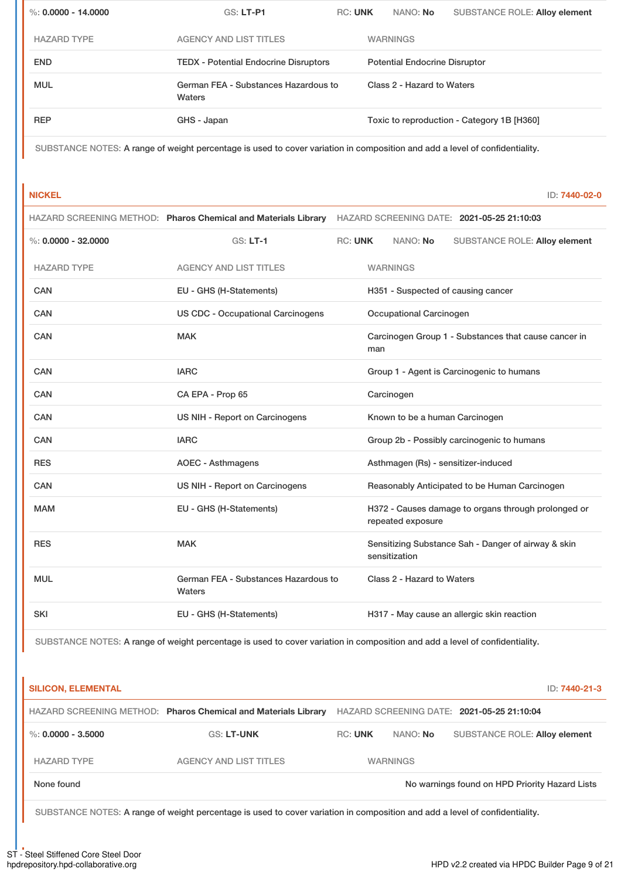%: **0.0000 - 14.0000** | GS: **LT-P1** | RC: **UNK** | NANO: **No** | SUBSTANCE ROLE: **Alloy element**

| HAZARD TYPE | AGENCY AND LIST TITLES | WARNINGS |
| --- | --- | --- |
| END | TEDX - Potential Endocrine Disruptors | Potential Endocrine Disruptor |
| MUL | German FEA - Substances Hazardous to Waters | Class 2 - Hazard to Waters |
| REP | GHS - Japan | Toxic to reproduction - Category 1B [H360] |

SUBSTANCE NOTES: A range of weight percentage is used to cover variation in composition and add a level of confidentiality.

## NICKEL

ID: 7440-02-0

HAZARD SCREENING METHOD: **Pharos Chemical and Materials Library** | HAZARD SCREENING DATE: **2021-05-25 21:10:03**

%: **0.0000 - 32.0000** | GS: **LT-1** | RC: **UNK** | NANO: **No** | SUBSTANCE ROLE: **Alloy element**

| HAZARD TYPE | AGENCY AND LIST TITLES | WARNINGS |
| --- | --- | --- |
| CAN | EU - GHS (H-Statements) | H351 - Suspected of causing cancer |
| CAN | US CDC - Occupational Carcinogens | Occupational Carcinogen |
| CAN | MAK | Carcinogen Group 1 - Substances that cause cancer in man |
| CAN | IARC | Group 1 - Agent is Carcinogenic to humans |
| CAN | CA EPA - Prop 65 | Carcinogen |
| CAN | US NIH - Report on Carcinogens | Known to be a human Carcinogen |
| CAN | IARC | Group 2b - Possibly carcinogenic to humans |
| RES | AOEC - Asthmagens | Asthmagen (Rs) - sensitizer-induced |
| CAN | US NIH - Report on Carcinogens | Reasonably Anticipated to be Human Carcinogen |
| MAM | EU - GHS (H-Statements) | H372 - Causes damage to organs through prolonged or repeated exposure |
| RES | MAK | Sensitizing Substance Sah - Danger of airway & skin sensitization |
| MUL | German FEA - Substances Hazardous to Waters | Class 2 - Hazard to Waters |
| SKI | EU - GHS (H-Statements) | H317 - May cause an allergic skin reaction |

SUBSTANCE NOTES: A range of weight percentage is used to cover variation in composition and add a level of confidentiality.

## SILICON, ELEMENTAL

ID: 7440-21-3

HAZARD SCREENING METHOD: **Pharos Chemical and Materials Library** | HAZARD SCREENING DATE: **2021-05-25 21:10:04**

%: **0.0000 - 3.5000** | GS: **LT-UNK** | RC: **UNK** | NANO: **No** | SUBSTANCE ROLE: **Alloy element**

| HAZARD TYPE | AGENCY AND LIST TITLES | WARNINGS |
| --- | --- | --- |
| None found | | No warnings found on HPD Priority Hazard Lists |

SUBSTANCE NOTES: A range of weight percentage is used to cover variation in composition and add a level of confidentiality.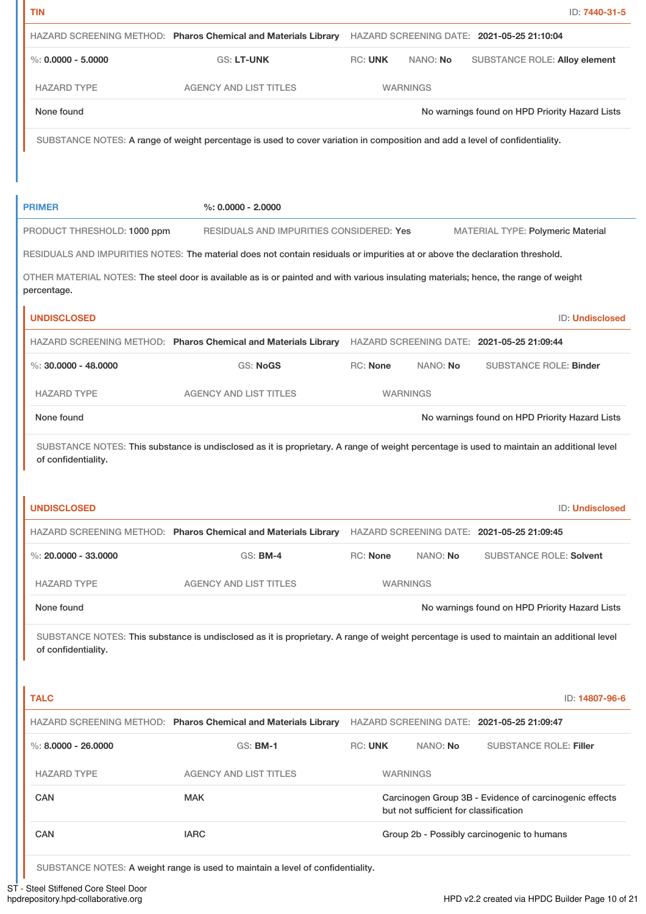### TIN

ID: 7440-31-5

HAZARD SCREENING METHOD: **Pharos Chemical and Materials Library** HAZARD SCREENING DATE: **2021-05-25 21:10:04**

%: **0.0000 - 5.0000** GS: **LT-UNK** RC: **UNK** NANO: **No** SUBSTANCE ROLE: **Alloy element**

| HAZARD TYPE | AGENCY AND LIST TITLES | WARNINGS |
|---|---|---|
| None found | | No warnings found on HPD Priority Hazard Lists |

SUBSTANCE NOTES: A range of weight percentage is used to cover variation in composition and add a level of confidentiality.

## PRIMER

%: **0.0000 - 2.0000**

PRODUCT THRESHOLD: **1000 ppm** RESIDUALS AND IMPURITIES CONSIDERED: **Yes** MATERIAL TYPE: **Polymeric Material**

RESIDUALS AND IMPURITIES NOTES: The material does not contain residuals or impurities at or above the declaration threshold.

OTHER MATERIAL NOTES: The steel door is available as is or painted and with various insulating materials; hence, the range of weight percentage.

### UNDISCLOSED

ID: Undisclosed

HAZARD SCREENING METHOD: **Pharos Chemical and Materials Library** HAZARD SCREENING DATE: **2021-05-25 21:09:44**

%: **30.0000 - 48.0000** GS: **NoGS** RC: **None** NANO: **No** SUBSTANCE ROLE: **Binder**

| HAZARD TYPE | AGENCY AND LIST TITLES | WARNINGS |
|---|---|---|
| None found | | No warnings found on HPD Priority Hazard Lists |

SUBSTANCE NOTES: This substance is undisclosed as it is proprietary. A range of weight percentage is used to maintain an additional level of confidentiality.

### UNDISCLOSED

ID: Undisclosed

HAZARD SCREENING METHOD: **Pharos Chemical and Materials Library** HAZARD SCREENING DATE: **2021-05-25 21:09:45**

%: **20.0000 - 33.0000** GS: **BM-4** RC: **None** NANO: **No** SUBSTANCE ROLE: **Solvent**

| HAZARD TYPE | AGENCY AND LIST TITLES | WARNINGS |
|---|---|---|
| None found | | No warnings found on HPD Priority Hazard Lists |

SUBSTANCE NOTES: This substance is undisclosed as it is proprietary. A range of weight percentage is used to maintain an additional level of confidentiality.

### TALC

ID: 14807-96-6

HAZARD SCREENING METHOD: **Pharos Chemical and Materials Library** HAZARD SCREENING DATE: **2021-05-25 21:09:47**

%: **8.0000 - 26.0000** GS: **BM-1** RC: **UNK** NANO: **No** SUBSTANCE ROLE: **Filler**

| HAZARD TYPE | AGENCY AND LIST TITLES | WARNINGS |
|---|---|---|
| CAN | MAK | Carcinogen Group 3B - Evidence of carcinogenic effects but not sufficient for classification |
| CAN | IARC | Group 2b - Possibly carcinogenic to humans |

SUBSTANCE NOTES: A weight range is used to maintain a level of confidentiality.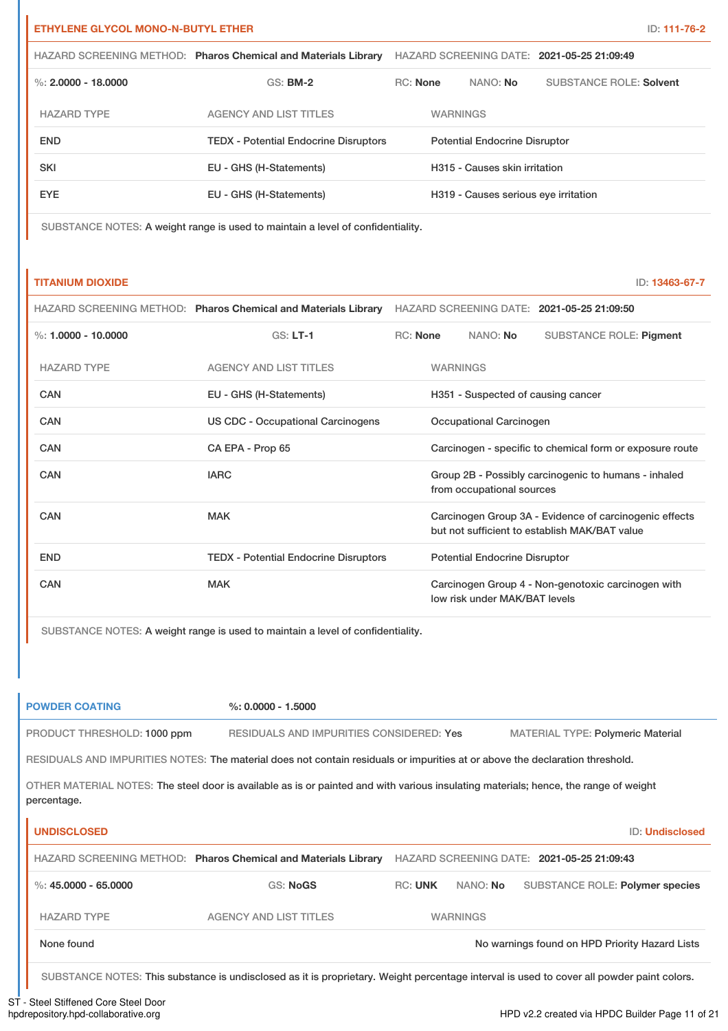### ETHYLENE GLYCOL MONO-N-BUTYL ETHER

ID: 111-76-2

HAZARD SCREENING METHOD: **Pharos Chemical and Materials Library** HAZARD SCREENING DATE: **2021-05-25 21:09:49**

%: **2.0000 - 18.0000** GS: **BM-2** RC: **None** NANO: **No** SUBSTANCE ROLE: **Solvent**

| HAZARD TYPE | AGENCY AND LIST TITLES | WARNINGS |
|---|---|---|
| END | TEDX - Potential Endocrine Disruptors | Potential Endocrine Disruptor |
| SKI | EU - GHS (H-Statements) | H315 - Causes skin irritation |
| EYE | EU - GHS (H-Statements) | H319 - Causes serious eye irritation |

SUBSTANCE NOTES: A weight range is used to maintain a level of confidentiality.

### TITANIUM DIOXIDE

ID: 13463-67-7

HAZARD SCREENING METHOD: **Pharos Chemical and Materials Library** HAZARD SCREENING DATE: **2021-05-25 21:09:50**

%: **1.0000 - 10.0000** GS: **LT-1** RC: **None** NANO: **No** SUBSTANCE ROLE: **Pigment**

| HAZARD TYPE | AGENCY AND LIST TITLES | WARNINGS |
|---|---|---|
| CAN | EU - GHS (H-Statements) | H351 - Suspected of causing cancer |
| CAN | US CDC - Occupational Carcinogens | Occupational Carcinogen |
| CAN | CA EPA - Prop 65 | Carcinogen - specific to chemical form or exposure route |
| CAN | IARC | Group 2B - Possibly carcinogenic to humans - inhaled from occupational sources |
| CAN | MAK | Carcinogen Group 3A - Evidence of carcinogenic effects but not sufficient to establish MAK/BAT value |
| END | TEDX - Potential Endocrine Disruptors | Potential Endocrine Disruptor |
| CAN | MAK | Carcinogen Group 4 - Non-genotoxic carcinogen with low risk under MAK/BAT levels |

SUBSTANCE NOTES: A weight range is used to maintain a level of confidentiality.

## POWDER COATING

%: **0.0000 - 1.5000**

PRODUCT THRESHOLD: 1000 ppm RESIDUALS AND IMPURITIES CONSIDERED: Yes MATERIAL TYPE: Polymeric Material

RESIDUALS AND IMPURITIES NOTES: The material does not contain residuals or impurities at or above the declaration threshold.

OTHER MATERIAL NOTES: The steel door is available as is or painted and with various insulating materials; hence, the range of weight percentage.

### UNDISCLOSED

ID: Undisclosed

HAZARD SCREENING METHOD: **Pharos Chemical and Materials Library** HAZARD SCREENING DATE: **2021-05-25 21:09:43**

%: **45.0000 - 65.0000** GS: **NoGS** RC: **UNK** NANO: **No** SUBSTANCE ROLE: **Polymer species**

| HAZARD TYPE | AGENCY AND LIST TITLES | WARNINGS |
|---|---|---|
| None found | | No warnings found on HPD Priority Hazard Lists |

SUBSTANCE NOTES: This substance is undisclosed as it is proprietary. Weight percentage interval is used to cover all powder paint colors.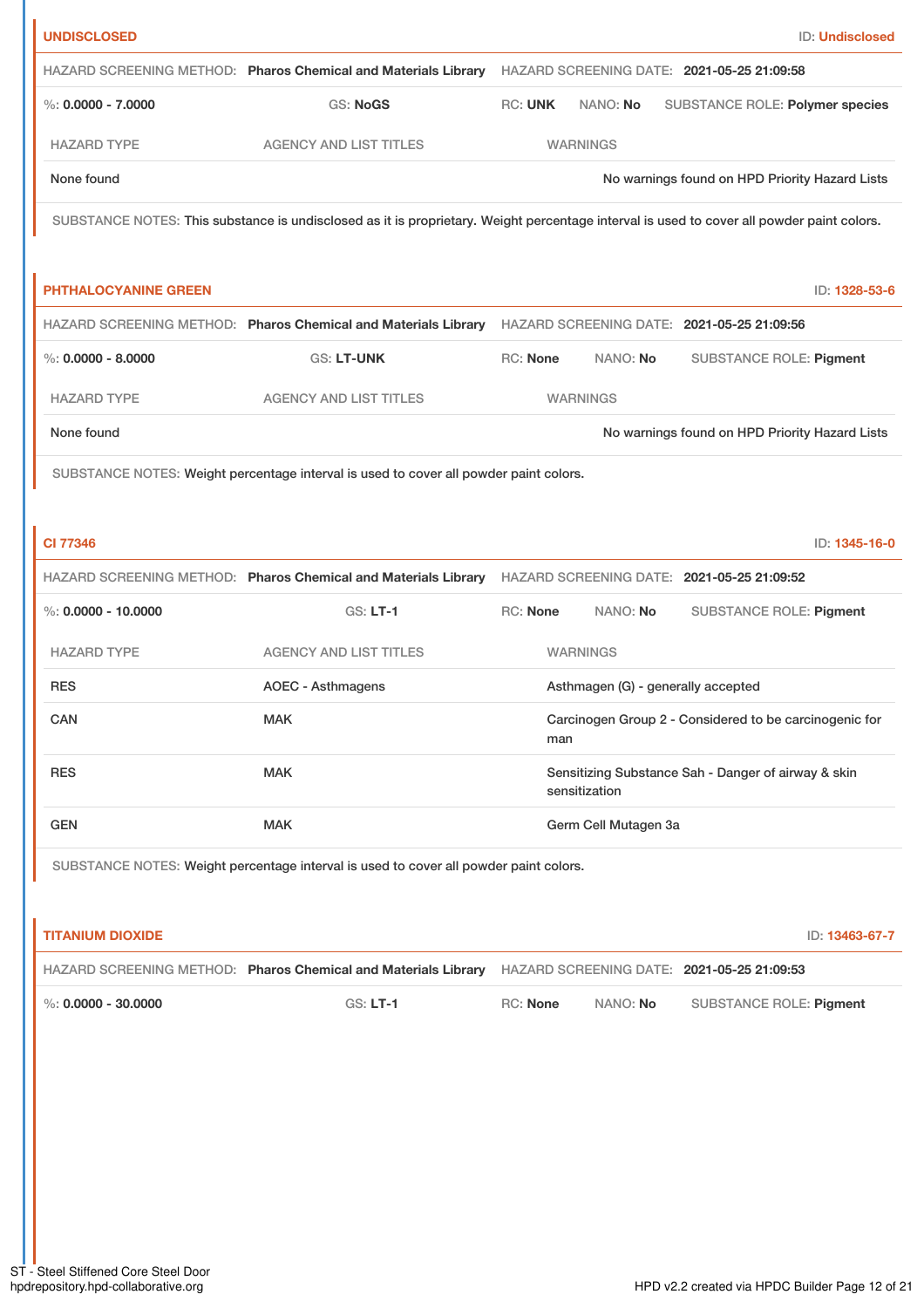**UNDISCLOSED** ID: **Undisclosed**

HAZARD SCREENING METHOD: **Pharos Chemical and Materials Library** HAZARD SCREENING DATE: **2021-05-25 21:09:58**

%: **0.0000 - 7.0000** GS: **NoGS** RC: **UNK** NANO: **No** SUBSTANCE ROLE: **Polymer species**

| HAZARD TYPE | AGENCY AND LIST TITLES | WARNINGS |
| --- | --- | --- |
| None found | | No warnings found on HPD Priority Hazard Lists |

SUBSTANCE NOTES: This substance is undisclosed as it is proprietary. Weight percentage interval is used to cover all powder paint colors.

**PHTHALOCYANINE GREEN** ID: **1328-53-6**

HAZARD SCREENING METHOD: **Pharos Chemical and Materials Library** HAZARD SCREENING DATE: **2021-05-25 21:09:56**

%: **0.0000 - 8.0000** GS: **LT-UNK** RC: **None** NANO: **No** SUBSTANCE ROLE: **Pigment**

| HAZARD TYPE | AGENCY AND LIST TITLES | WARNINGS |
| --- | --- | --- |
| None found | | No warnings found on HPD Priority Hazard Lists |

SUBSTANCE NOTES: Weight percentage interval is used to cover all powder paint colors.

**CI 77346** ID: **1345-16-0**

HAZARD SCREENING METHOD: **Pharos Chemical and Materials Library** HAZARD SCREENING DATE: **2021-05-25 21:09:52**

%: **0.0000 - 10.0000** GS: **LT-1** RC: **None** NANO: **No** SUBSTANCE ROLE: **Pigment**

| HAZARD TYPE | AGENCY AND LIST TITLES | WARNINGS |
| --- | --- | --- |
| RES | AOEC - Asthmagens | Asthmagen (G) - generally accepted |
| CAN | MAK | Carcinogen Group 2 - Considered to be carcinogenic for man |
| RES | MAK | Sensitizing Substance Sah - Danger of airway & skin sensitization |
| GEN | MAK | Germ Cell Mutagen 3a |

SUBSTANCE NOTES: Weight percentage interval is used to cover all powder paint colors.

**TITANIUM DIOXIDE** ID: **13463-67-7**

HAZARD SCREENING METHOD: **Pharos Chemical and Materials Library** HAZARD SCREENING DATE: **2021-05-25 21:09:53**

%: **0.0000 - 30.0000** GS: **LT-1** RC: **None** NANO: **No** SUBSTANCE ROLE: **Pigment**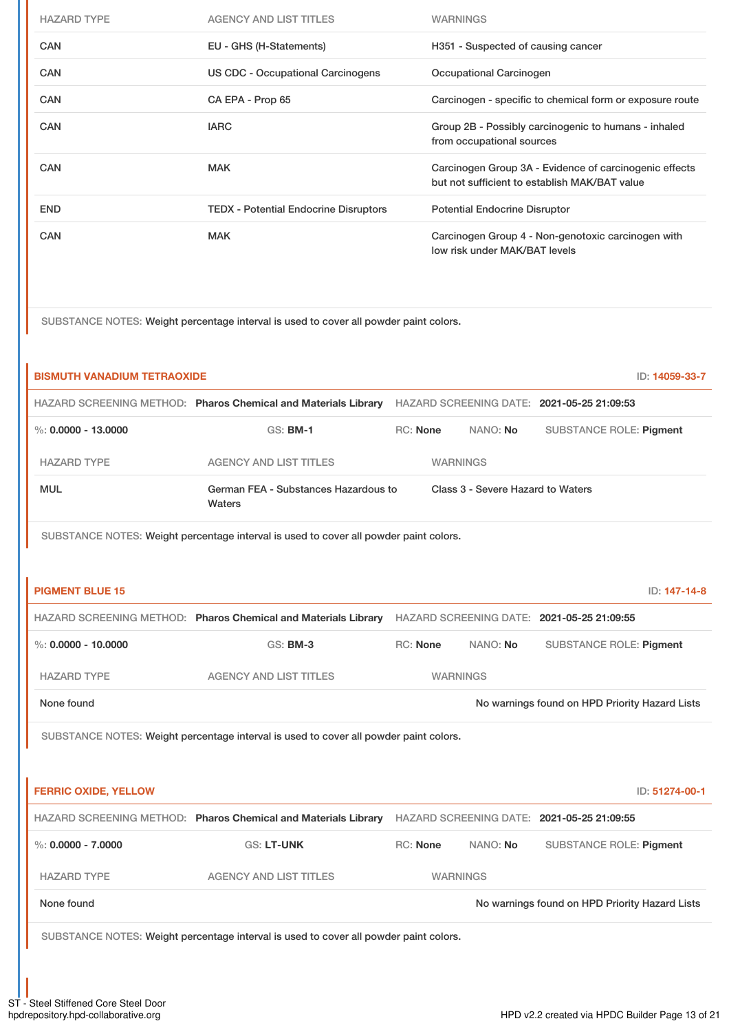| HAZARD TYPE | AGENCY AND LIST TITLES | WARNINGS |
|---|---|---|
| CAN | EU - GHS (H-Statements) | H351 - Suspected of causing cancer |
| CAN | US CDC - Occupational Carcinogens | Occupational Carcinogen |
| CAN | CA EPA - Prop 65 | Carcinogen - specific to chemical form or exposure route |
| CAN | IARC | Group 2B - Possibly carcinogenic to humans - inhaled from occupational sources |
| CAN | MAK | Carcinogen Group 3A - Evidence of carcinogenic effects but not sufficient to establish MAK/BAT value |
| END | TEDX - Potential Endocrine Disruptors | Potential Endocrine Disruptor |
| CAN | MAK | Carcinogen Group 4 - Non-genotoxic carcinogen with low risk under MAK/BAT levels |

SUBSTANCE NOTES: Weight percentage interval is used to cover all powder paint colors.

## BISMUTH VANADIUM TETRAOXIDE

ID: 14059-33-7

HAZARD SCREENING METHOD: **Pharos Chemical and Materials Library** HAZARD SCREENING DATE: **2021-05-25 21:09:53**

%: **0.0000 - 13.0000** GS: **BM-1** RC: **None** NANO: **No** SUBSTANCE ROLE: **Pigment**

| HAZARD TYPE | AGENCY AND LIST TITLES | WARNINGS |
|---|---|---|
| MUL | German FEA - Substances Hazardous to Waters | Class 3 - Severe Hazard to Waters |

SUBSTANCE NOTES: Weight percentage interval is used to cover all powder paint colors.

## PIGMENT BLUE 15

ID: 147-14-8

HAZARD SCREENING METHOD: **Pharos Chemical and Materials Library** HAZARD SCREENING DATE: **2021-05-25 21:09:55**

%: **0.0000 - 10.0000** GS: **BM-3** RC: **None** NANO: **No** SUBSTANCE ROLE: **Pigment**

| HAZARD TYPE | AGENCY AND LIST TITLES | WARNINGS |
|---|---|---|
| None found | | No warnings found on HPD Priority Hazard Lists |

SUBSTANCE NOTES: Weight percentage interval is used to cover all powder paint colors.

## FERRIC OXIDE, YELLOW

ID: 51274-00-1

HAZARD SCREENING METHOD: **Pharos Chemical and Materials Library** HAZARD SCREENING DATE: **2021-05-25 21:09:55**

%: **0.0000 - 7.0000** GS: **LT-UNK** RC: **None** NANO: **No** SUBSTANCE ROLE: **Pigment**

| HAZARD TYPE | AGENCY AND LIST TITLES | WARNINGS |
|---|---|---|
| None found | | No warnings found on HPD Priority Hazard Lists |

SUBSTANCE NOTES: Weight percentage interval is used to cover all powder paint colors.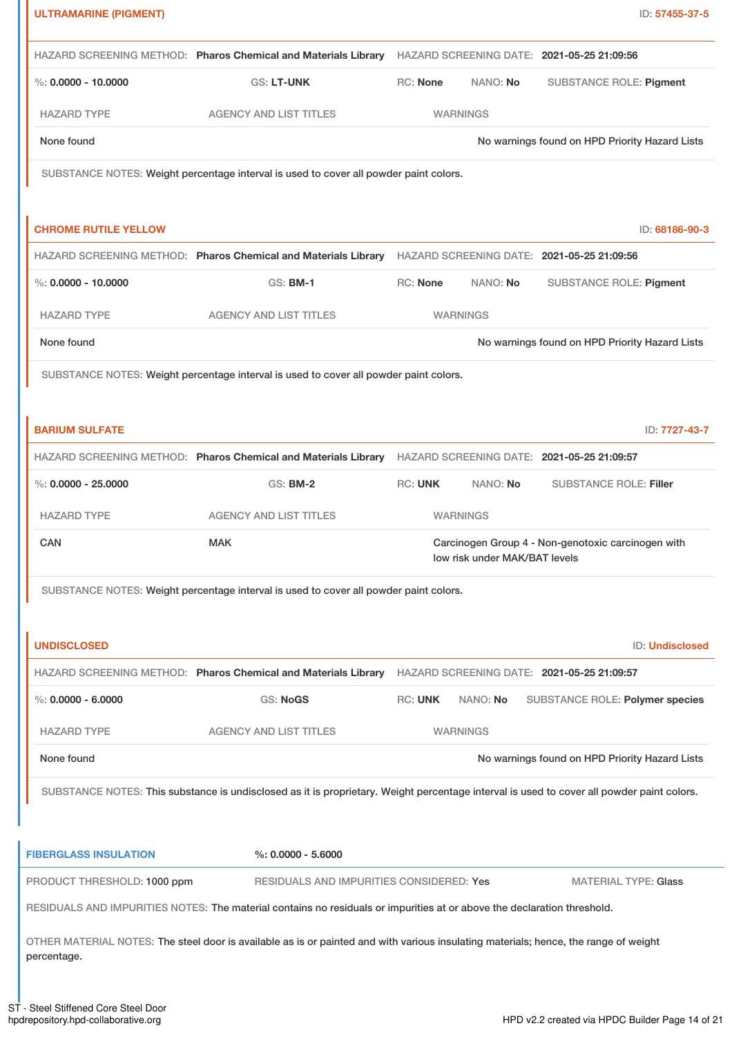### ULTRAMARINE (PIGMENT)

ID: 57455-37-5

HAZARD SCREENING METHOD: **Pharos Chemical and Materials Library** HAZARD SCREENING DATE: **2021-05-25 21:09:56**

%: **0.0000 - 10.0000** GS: **LT-UNK** RC: **None** NANO: **No** SUBSTANCE ROLE: **Pigment**

| HAZARD TYPE | AGENCY AND LIST TITLES | WARNINGS |
|---|---|---|
| None found | | No warnings found on HPD Priority Hazard Lists |

SUBSTANCE NOTES: Weight percentage interval is used to cover all powder paint colors.

### CHROME RUTILE YELLOW

ID: 68186-90-3

HAZARD SCREENING METHOD: **Pharos Chemical and Materials Library** HAZARD SCREENING DATE: **2021-05-25 21:09:56**

%: **0.0000 - 10.0000** GS: **BM-1** RC: **None** NANO: **No** SUBSTANCE ROLE: **Pigment**

| HAZARD TYPE | AGENCY AND LIST TITLES | WARNINGS |
|---|---|---|
| None found | | No warnings found on HPD Priority Hazard Lists |

SUBSTANCE NOTES: Weight percentage interval is used to cover all powder paint colors.

### BARIUM SULFATE

ID: 7727-43-7

HAZARD SCREENING METHOD: **Pharos Chemical and Materials Library** HAZARD SCREENING DATE: **2021-05-25 21:09:57**

%: **0.0000 - 25.0000** GS: **BM-2** RC: **UNK** NANO: **No** SUBSTANCE ROLE: **Filler**

| HAZARD TYPE | AGENCY AND LIST TITLES | WARNINGS |
|---|---|---|
| CAN | MAK | Carcinogen Group 4 - Non-genotoxic carcinogen with low risk under MAK/BAT levels |

SUBSTANCE NOTES: Weight percentage interval is used to cover all powder paint colors.

### UNDISCLOSED

ID: Undisclosed

HAZARD SCREENING METHOD: **Pharos Chemical and Materials Library** HAZARD SCREENING DATE: **2021-05-25 21:09:57**

%: **0.0000 - 6.0000** GS: **NoGS** RC: **UNK** NANO: **No** SUBSTANCE ROLE: **Polymer species**

| HAZARD TYPE | AGENCY AND LIST TITLES | WARNINGS |
|---|---|---|
| None found | | No warnings found on HPD Priority Hazard Lists |

SUBSTANCE NOTES: This substance is undisclosed as it is proprietary. Weight percentage interval is used to cover all powder paint colors.

## FIBERGLASS INSULATION

%: **0.0000 - 5.6000**

PRODUCT THRESHOLD: 1000 ppm RESIDUALS AND IMPURITIES CONSIDERED: Yes MATERIAL TYPE: Glass

RESIDUALS AND IMPURITIES NOTES: The material contains no residuals or impurities at or above the declaration threshold.

OTHER MATERIAL NOTES: The steel door is available as is or painted and with various insulating materials; hence, the range of weight percentage.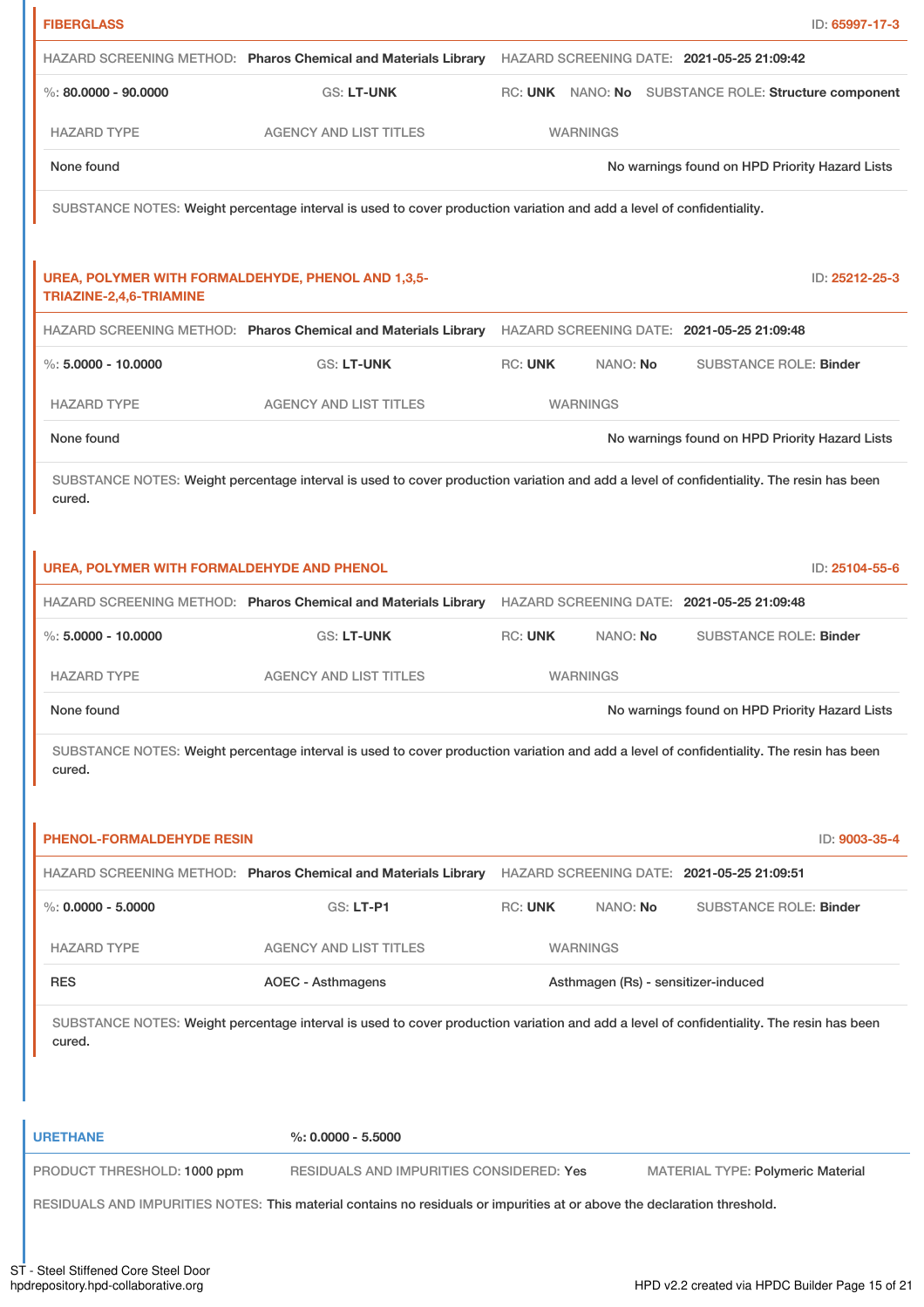**FIBERGLASS** ID: 65997-17-3

HAZARD SCREENING METHOD: **Pharos Chemical and Materials Library** HAZARD SCREENING DATE: **2021-05-25 21:09:42**

%: **80.0000 - 90.0000** GS: **LT-UNK** RC: **UNK** NANO: **No** SUBSTANCE ROLE: **Structure component**

| HAZARD TYPE | AGENCY AND LIST TITLES | WARNINGS |
|---|---|---|
| None found | | No warnings found on HPD Priority Hazard Lists |

SUBSTANCE NOTES: Weight percentage interval is used to cover production variation and add a level of confidentiality.

**UREA, POLYMER WITH FORMALDEHYDE, PHENOL AND 1,3,5-TRIAZINE-2,4,6-TRIAMINE** ID: 25212-25-3

HAZARD SCREENING METHOD: **Pharos Chemical and Materials Library** HAZARD SCREENING DATE: **2021-05-25 21:09:48**

%: **5.0000 - 10.0000** GS: **LT-UNK** RC: **UNK** NANO: **No** SUBSTANCE ROLE: **Binder**

| HAZARD TYPE | AGENCY AND LIST TITLES | WARNINGS |
|---|---|---|
| None found | | No warnings found on HPD Priority Hazard Lists |

SUBSTANCE NOTES: Weight percentage interval is used to cover production variation and add a level of confidentiality. The resin has been cured.

**UREA, POLYMER WITH FORMALDEHYDE AND PHENOL** ID: 25104-55-6

HAZARD SCREENING METHOD: **Pharos Chemical and Materials Library** HAZARD SCREENING DATE: **2021-05-25 21:09:48**

%: **5.0000 - 10.0000** GS: **LT-UNK** RC: **UNK** NANO: **No** SUBSTANCE ROLE: **Binder**

| HAZARD TYPE | AGENCY AND LIST TITLES | WARNINGS |
|---|---|---|
| None found | | No warnings found on HPD Priority Hazard Lists |

SUBSTANCE NOTES: Weight percentage interval is used to cover production variation and add a level of confidentiality. The resin has been cured.

**PHENOL-FORMALDEHYDE RESIN** ID: 9003-35-4

HAZARD SCREENING METHOD: **Pharos Chemical and Materials Library** HAZARD SCREENING DATE: **2021-05-25 21:09:51**

%: **0.0000 - 5.0000** GS: **LT-P1** RC: **UNK** NANO: **No** SUBSTANCE ROLE: **Binder**

| HAZARD TYPE | AGENCY AND LIST TITLES | WARNINGS |
|---|---|---|
| RES | AOEC - Asthmagens | Asthmagen (Rs) - sensitizer-induced |

SUBSTANCE NOTES: Weight percentage interval is used to cover production variation and add a level of confidentiality. The resin has been cured.

**URETHANE** %: **0.0000 - 5.5000**

PRODUCT THRESHOLD: 1000 ppm RESIDUALS AND IMPURITIES CONSIDERED: Yes MATERIAL TYPE: Polymeric Material

RESIDUALS AND IMPURITIES NOTES: This material contains no residuals or impurities at or above the declaration threshold.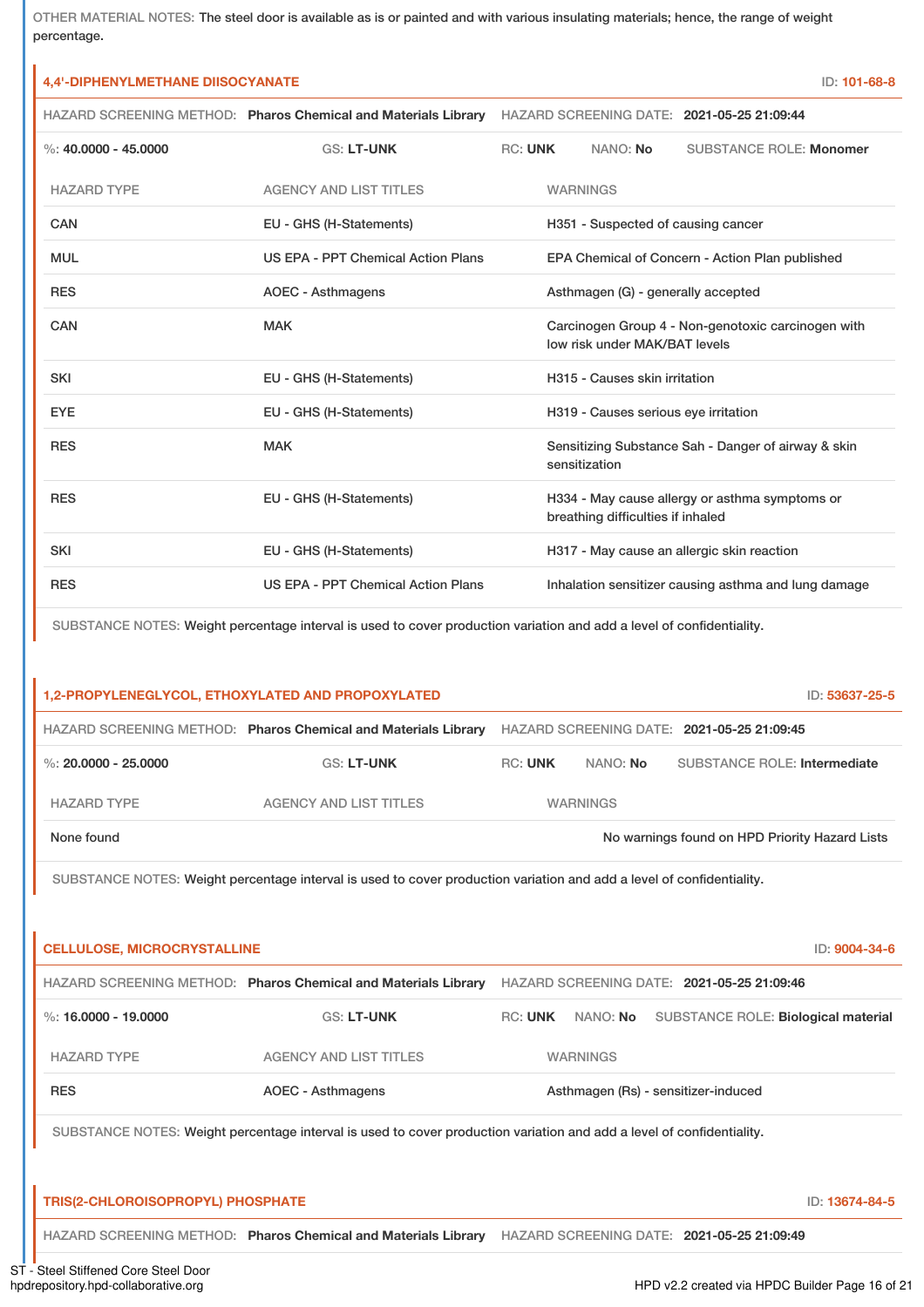OTHER MATERIAL NOTES: The steel door is available as is or painted and with various insulating materials; hence, the range of weight percentage.

### 4,4'-DIPHENYLMETHANE DIISOCYANATE

ID: 101-68-8

HAZARD SCREENING METHOD: **Pharos Chemical and Materials Library** HAZARD SCREENING DATE: **2021-05-25 21:09:44**

%: **40.0000 - 45.0000** GS: **LT-UNK** RC: **UNK** NANO: **No** SUBSTANCE ROLE: **Monomer**

| HAZARD TYPE | AGENCY AND LIST TITLES | WARNINGS |
|---|---|---|
| CAN | EU - GHS (H-Statements) | H351 - Suspected of causing cancer |
| MUL | US EPA - PPT Chemical Action Plans | EPA Chemical of Concern - Action Plan published |
| RES | AOEC - Asthmagens | Asthmagen (G) - generally accepted |
| CAN | MAK | Carcinogen Group 4 - Non-genotoxic carcinogen with low risk under MAK/BAT levels |
| SKI | EU - GHS (H-Statements) | H315 - Causes skin irritation |
| EYE | EU - GHS (H-Statements) | H319 - Causes serious eye irritation |
| RES | MAK | Sensitizing Substance Sah - Danger of airway & skin sensitization |
| RES | EU - GHS (H-Statements) | H334 - May cause allergy or asthma symptoms or breathing difficulties if inhaled |
| SKI | EU - GHS (H-Statements) | H317 - May cause an allergic skin reaction |
| RES | US EPA - PPT Chemical Action Plans | Inhalation sensitizer causing asthma and lung damage |

SUBSTANCE NOTES: Weight percentage interval is used to cover production variation and add a level of confidentiality.

### 1,2-PROPYLENEGLYCOL, ETHOXYLATED AND PROPOXYLATED

ID: 53637-25-5

HAZARD SCREENING METHOD: **Pharos Chemical and Materials Library** HAZARD SCREENING DATE: **2021-05-25 21:09:45**

%: **20.0000 - 25.0000** GS: **LT-UNK** RC: **UNK** NANO: **No** SUBSTANCE ROLE: **Intermediate**

| HAZARD TYPE | AGENCY AND LIST TITLES | WARNINGS |
|---|---|---|
| None found | | No warnings found on HPD Priority Hazard Lists |

SUBSTANCE NOTES: Weight percentage interval is used to cover production variation and add a level of confidentiality.

### CELLULOSE, MICROCRYSTALLINE

ID: 9004-34-6

HAZARD SCREENING METHOD: **Pharos Chemical and Materials Library** HAZARD SCREENING DATE: **2021-05-25 21:09:46**

%: **16.0000 - 19.0000** GS: **LT-UNK** RC: **UNK** NANO: **No** SUBSTANCE ROLE: **Biological material**

| HAZARD TYPE | AGENCY AND LIST TITLES | WARNINGS |
|---|---|---|
| RES | AOEC - Asthmagens | Asthmagen (Rs) - sensitizer-induced |

SUBSTANCE NOTES: Weight percentage interval is used to cover production variation and add a level of confidentiality.

### TRIS(2-CHLOROISOPROPYL) PHOSPHATE

ID: 13674-84-5

HAZARD SCREENING METHOD: **Pharos Chemical and Materials Library** HAZARD SCREENING DATE: **2021-05-25 21:09:49**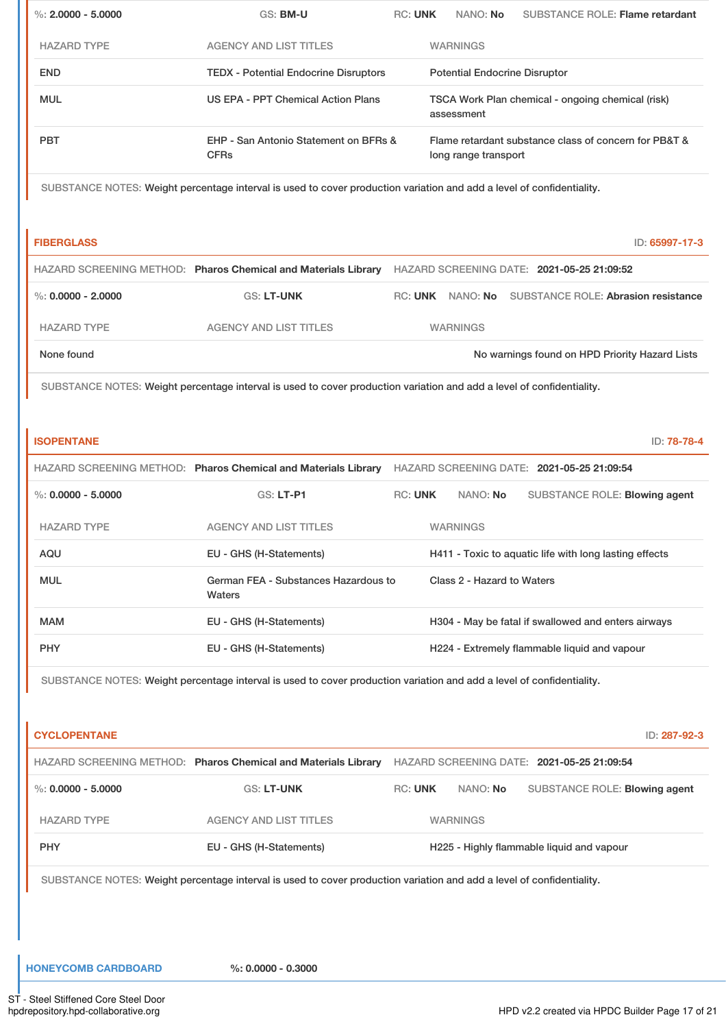%: **2.0000 - 5.0000** | GS: **BM-U** | RC: **UNK** | NANO: **No** | SUBSTANCE ROLE: **Flame retardant**

| HAZARD TYPE | AGENCY AND LIST TITLES | WARNINGS |
|---|---|---|
| END | TEDX - Potential Endocrine Disruptors | Potential Endocrine Disruptor |
| MUL | US EPA - PPT Chemical Action Plans | TSCA Work Plan chemical - ongoing chemical (risk) assessment |
| PBT | EHP - San Antonio Statement on BFRs & CFRs | Flame retardant substance class of concern for PB&T & long range transport |

SUBSTANCE NOTES: Weight percentage interval is used to cover production variation and add a level of confidentiality.

### FIBERGLASS

ID: **65997-17-3**

HAZARD SCREENING METHOD: **Pharos Chemical and Materials Library** | HAZARD SCREENING DATE: **2021-05-25 21:09:52**

%: **0.0000 - 2.0000** | GS: **LT-UNK** | RC: **UNK** | NANO: **No** | SUBSTANCE ROLE: **Abrasion resistance**

| HAZARD TYPE | AGENCY AND LIST TITLES | WARNINGS |
|---|---|---|
| None found | | No warnings found on HPD Priority Hazard Lists |

SUBSTANCE NOTES: Weight percentage interval is used to cover production variation and add a level of confidentiality.

### ISOPENTANE

ID: **78-78-4**

HAZARD SCREENING METHOD: **Pharos Chemical and Materials Library** | HAZARD SCREENING DATE: **2021-05-25 21:09:54**

%: **0.0000 - 5.0000** | GS: **LT-P1** | RC: **UNK** | NANO: **No** | SUBSTANCE ROLE: **Blowing agent**

| HAZARD TYPE | AGENCY AND LIST TITLES | WARNINGS |
|---|---|---|
| AQU | EU - GHS (H-Statements) | H411 - Toxic to aquatic life with long lasting effects |
| MUL | German FEA - Substances Hazardous to Waters | Class 2 - Hazard to Waters |
| MAM | EU - GHS (H-Statements) | H304 - May be fatal if swallowed and enters airways |
| PHY | EU - GHS (H-Statements) | H224 - Extremely flammable liquid and vapour |

SUBSTANCE NOTES: Weight percentage interval is used to cover production variation and add a level of confidentiality.

### CYCLOPENTANE

ID: **287-92-3**

HAZARD SCREENING METHOD: **Pharos Chemical and Materials Library** | HAZARD SCREENING DATE: **2021-05-25 21:09:54**

%: **0.0000 - 5.0000** | GS: **LT-UNK** | RC: **UNK** | NANO: **No** | SUBSTANCE ROLE: **Blowing agent**

| HAZARD TYPE | AGENCY AND LIST TITLES | WARNINGS |
|---|---|---|
| PHY | EU - GHS (H-Statements) | H225 - Highly flammable liquid and vapour |

SUBSTANCE NOTES: Weight percentage interval is used to cover production variation and add a level of confidentiality.

## HONEYCOMB CARDBOARD

%: **0.0000 - 0.3000**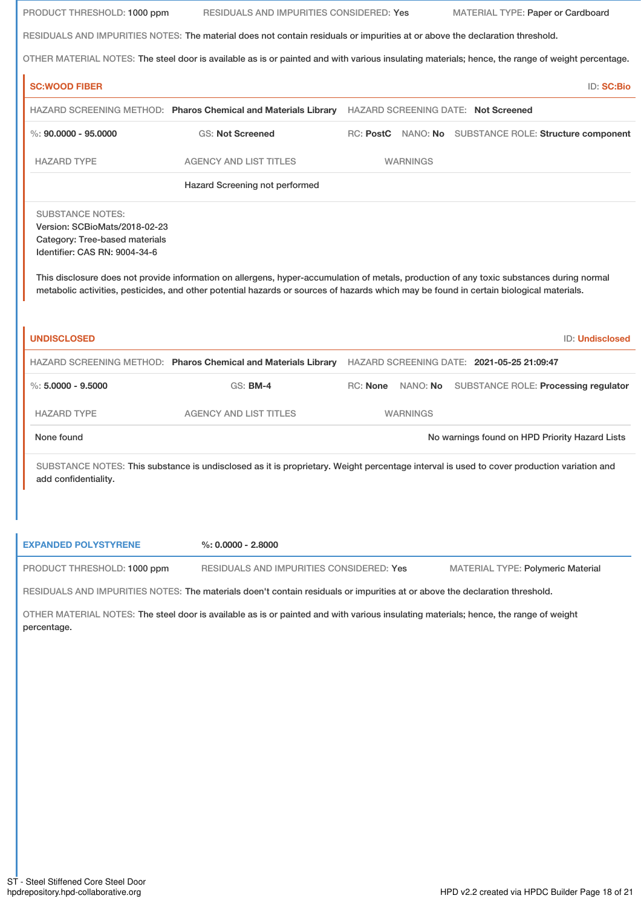PRODUCT THRESHOLD: 1000 ppm RESIDUALS AND IMPURITIES CONSIDERED: Yes MATERIAL TYPE: Paper or Cardboard

RESIDUALS AND IMPURITIES NOTES: The material does not contain residuals or impurities at or above the declaration threshold.

OTHER MATERIAL NOTES: The steel door is available as is or painted and with various insulating materials; hence, the range of weight percentage.

### SC:WOOD FIBER

ID: SC:Bio

HAZARD SCREENING METHOD: **Pharos Chemical and Materials Library** HAZARD SCREENING DATE: **Not Screened**

%: **90.0000 - 95.0000** GS: **Not Screened** RC: **PostC** NANO: **No** SUBSTANCE ROLE: **Structure component**

| HAZARD TYPE | AGENCY AND LIST TITLES | WARNINGS |
|---|---|---|
| | Hazard Screening not performed | |

SUBSTANCE NOTES:
Version: SCBioMats/2018-02-23
Category: Tree-based materials
Identifier: CAS RN: 9004-34-6

This disclosure does not provide information on allergens, hyper-accumulation of metals, production of any toxic substances during normal metabolic activities, pesticides, and other potential hazards or sources of hazards which may be found in certain biological materials.

### UNDISCLOSED

ID: Undisclosed

HAZARD SCREENING METHOD: **Pharos Chemical and Materials Library** HAZARD SCREENING DATE: **2021-05-25 21:09:47**

%: **5.0000 - 9.5000** GS: **BM-4** RC: **None** NANO: **No** SUBSTANCE ROLE: **Processing regulator**

| HAZARD TYPE | AGENCY AND LIST TITLES | WARNINGS |
|---|---|---|
| None found | | No warnings found on HPD Priority Hazard Lists |

SUBSTANCE NOTES: This substance is undisclosed as it is proprietary. Weight percentage interval is used to cover production variation and add confidentiality.

## EXPANDED POLYSTYRENE

%: 0.0000 - 2.8000

PRODUCT THRESHOLD: 1000 ppm RESIDUALS AND IMPURITIES CONSIDERED: Yes MATERIAL TYPE: Polymeric Material

RESIDUALS AND IMPURITIES NOTES: The materials doen't contain residuals or impurities at or above the declaration threshold.

OTHER MATERIAL NOTES: The steel door is available as is or painted and with various insulating materials; hence, the range of weight percentage.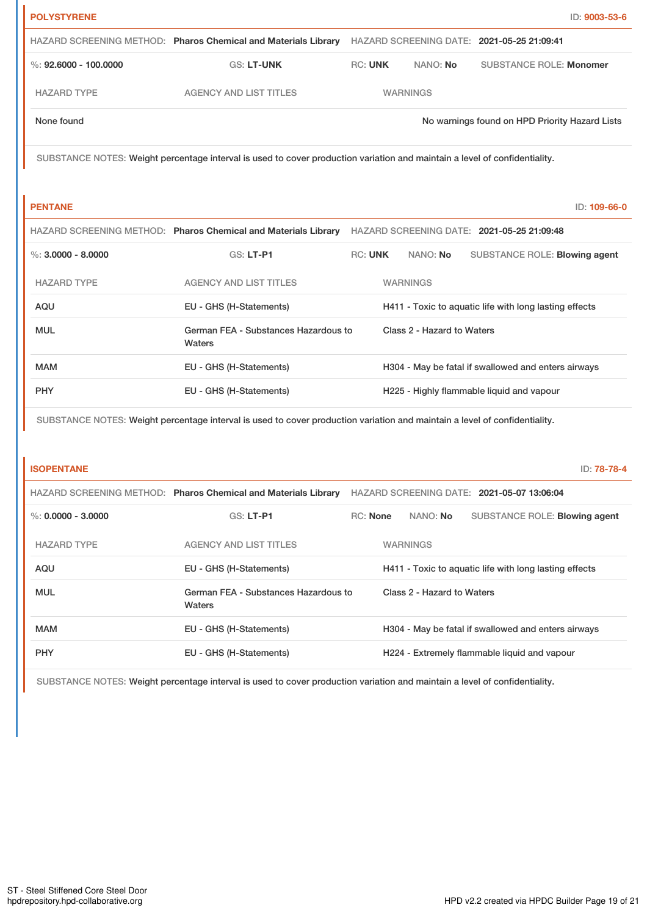## POLYSTYRENE

ID: 9003-53-6

HAZARD SCREENING METHOD: **Pharos Chemical and Materials Library** HAZARD SCREENING DATE: **2021-05-25 21:09:41**

%: **92.6000 - 100.0000** GS: **LT-UNK** RC: **UNK** NANO: **No** SUBSTANCE ROLE: **Monomer**

| HAZARD TYPE | AGENCY AND LIST TITLES | WARNINGS |
|---|---|---|
| None found | | No warnings found on HPD Priority Hazard Lists |

SUBSTANCE NOTES: Weight percentage interval is used to cover production variation and maintain a level of confidentiality.

## PENTANE

ID: 109-66-0

HAZARD SCREENING METHOD: **Pharos Chemical and Materials Library** HAZARD SCREENING DATE: **2021-05-25 21:09:48**

%: **3.0000 - 8.0000** GS: **LT-P1** RC: **UNK** NANO: **No** SUBSTANCE ROLE: **Blowing agent**

| HAZARD TYPE | AGENCY AND LIST TITLES | WARNINGS |
|---|---|---|
| AQU | EU - GHS (H-Statements) | H411 - Toxic to aquatic life with long lasting effects |
| MUL | German FEA - Substances Hazardous to Waters | Class 2 - Hazard to Waters |
| MAM | EU - GHS (H-Statements) | H304 - May be fatal if swallowed and enters airways |
| PHY | EU - GHS (H-Statements) | H225 - Highly flammable liquid and vapour |

SUBSTANCE NOTES: Weight percentage interval is used to cover production variation and maintain a level of confidentiality.

## ISOPENTANE

ID: 78-78-4

HAZARD SCREENING METHOD: **Pharos Chemical and Materials Library** HAZARD SCREENING DATE: **2021-05-07 13:06:04**

%: **0.0000 - 3.0000** GS: **LT-P1** RC: **None** NANO: **No** SUBSTANCE ROLE: **Blowing agent**

| HAZARD TYPE | AGENCY AND LIST TITLES | WARNINGS |
|---|---|---|
| AQU | EU - GHS (H-Statements) | H411 - Toxic to aquatic life with long lasting effects |
| MUL | German FEA - Substances Hazardous to Waters | Class 2 - Hazard to Waters |
| MAM | EU - GHS (H-Statements) | H304 - May be fatal if swallowed and enters airways |
| PHY | EU - GHS (H-Statements) | H224 - Extremely flammable liquid and vapour |

SUBSTANCE NOTES: Weight percentage interval is used to cover production variation and maintain a level of confidentiality.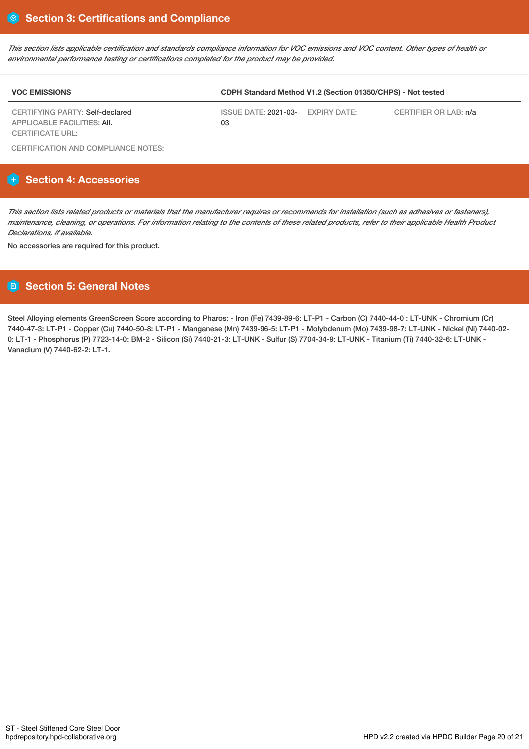## Section 3: Certifications and Compliance

*This section lists applicable certification and standards compliance information for VOC emissions and VOC content. Other types of health or environmental performance testing or certifications completed for the product may be provided.*

| VOC EMISSIONS | CDPH Standard Method V1.2 (Section 01350/CHPS) - Not tested | | |
|---|---|---|---|
| CERTIFYING PARTY: Self-declared<br>APPLICABLE FACILITIES: All.<br>CERTIFICATE URL: | ISSUE DATE: 2021-03-03 | EXPIRY DATE: | CERTIFIER OR LAB: n/a |

CERTIFICATION AND COMPLIANCE NOTES:

## Section 4: Accessories

*This section lists related products or materials that the manufacturer requires or recommends for installation (such as adhesives or fasteners), maintenance, cleaning, or operations. For information relating to the contents of these related products, refer to their applicable Health Product Declarations, if available.*

No accessories are required for this product.

## Section 5: General Notes

Steel Alloying elements GreenScreen Score according to Pharos: - Iron (Fe) 7439-89-6: LT-P1 - Carbon (C) 7440-44-0 : LT-UNK - Chromium (Cr) 7440-47-3: LT-P1 - Copper (Cu) 7440-50-8: LT-P1 - Manganese (Mn) 7439-96-5: LT-P1 - Molybdenum (Mo) 7439-98-7: LT-UNK - Nickel (Ni) 7440-02-0: LT-1 - Phosphorus (P) 7723-14-0: BM-2 - Silicon (Si) 7440-21-3: LT-UNK - Sulfur (S) 7704-34-9: LT-UNK - Titanium (Ti) 7440-32-6: LT-UNK - Vanadium (V) 7440-62-2: LT-1.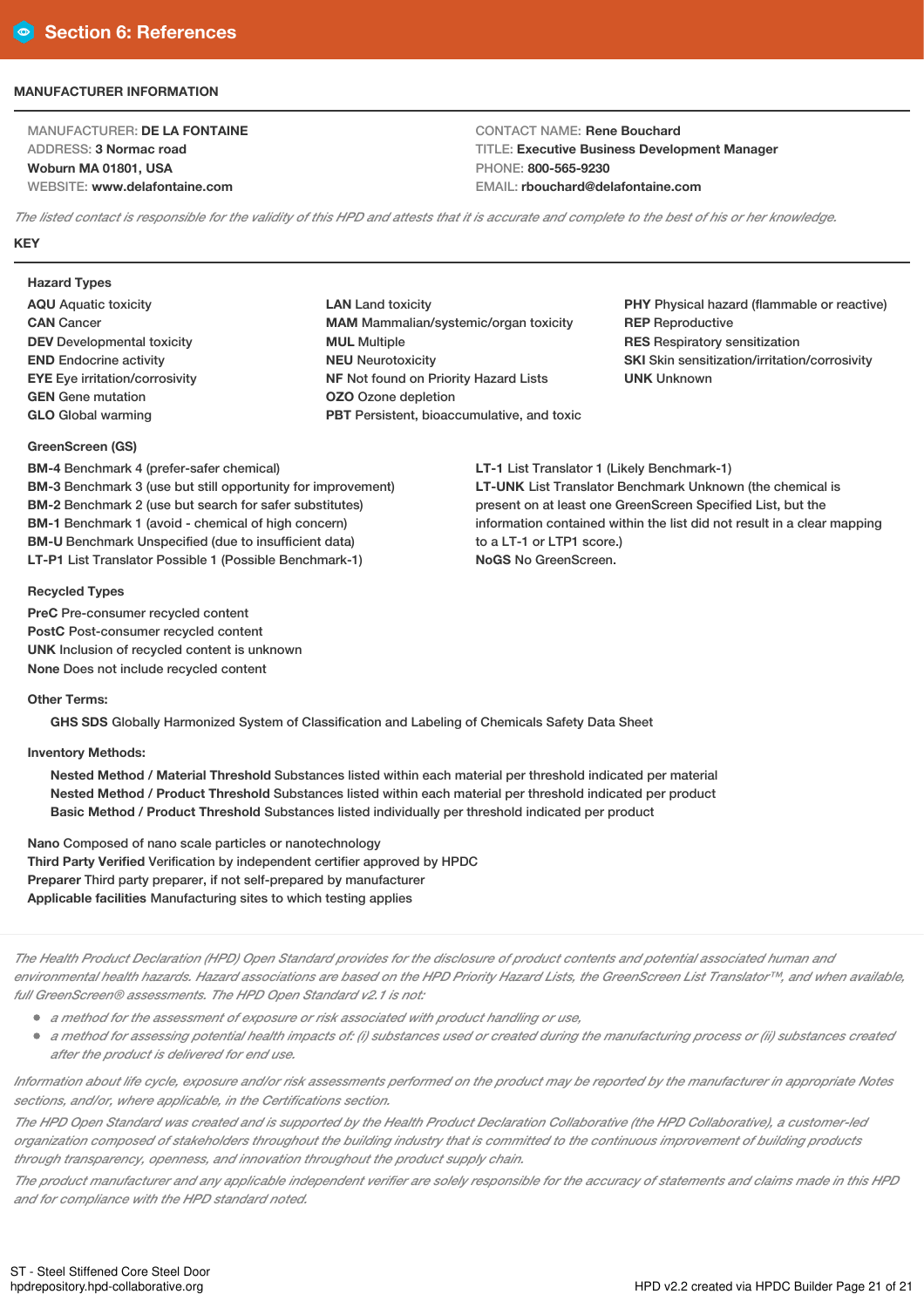## Section 6: References

### MANUFACTURER INFORMATION

MANUFACTURER: **DE LA FONTAINE**
ADDRESS: **3 Normac road**
**Woburn MA 01801, USA**
WEBSITE: **www.delafontaine.com**

CONTACT NAME: **Rene Bouchard**
TITLE: **Executive Business Development Manager**
PHONE: **800-565-9230**
EMAIL: **rbouchard@delafontaine.com**

*The listed contact is responsible for the validity of this HPD and attests that it is accurate and complete to the best of his or her knowledge.*

### KEY

**Hazard Types**

**AQU** Aquatic toxicity
**CAN** Cancer
**DEV** Developmental toxicity
**END** Endocrine activity
**EYE** Eye irritation/corrosivity
**GEN** Gene mutation
**GLO** Global warming
**LAN** Land toxicity
**MAM** Mammalian/systemic/organ toxicity
**MUL** Multiple
**NEU** Neurotoxicity
**NF** Not found on Priority Hazard Lists
**OZO** Ozone depletion
**PBT** Persistent, bioaccumulative, and toxic
**PHY** Physical hazard (flammable or reactive)
**REP** Reproductive
**RES** Respiratory sensitization
**SKI** Skin sensitization/irritation/corrosivity
**UNK** Unknown

**GreenScreen (GS)**

**BM-4** Benchmark 4 (prefer-safer chemical)
**BM-3** Benchmark 3 (use but still opportunity for improvement)
**BM-2** Benchmark 2 (use but search for safer substitutes)
**BM-1** Benchmark 1 (avoid - chemical of high concern)
**BM-U** Benchmark Unspecified (due to insufficient data)
**LT-P1** List Translator Possible 1 (Possible Benchmark-1)
**LT-1** List Translator 1 (Likely Benchmark-1)
**LT-UNK** List Translator Benchmark Unknown (the chemical is present on at least one GreenScreen Specified List, but the information contained within the list did not result in a clear mapping to a LT-1 or LTP1 score.)
**NoGS** No GreenScreen.

**Recycled Types**

**PreC** Pre-consumer recycled content
**PostC** Post-consumer recycled content
**UNK** Inclusion of recycled content is unknown
**None** Does not include recycled content

**Other Terms:**

**GHS SDS** Globally Harmonized System of Classification and Labeling of Chemicals Safety Data Sheet

**Inventory Methods:**

**Nested Method / Material Threshold** Substances listed within each material per threshold indicated per material
**Nested Method / Product Threshold** Substances listed within each material per threshold indicated per product
**Basic Method / Product Threshold** Substances listed individually per threshold indicated per product

**Nano** Composed of nano scale particles or nanotechnology
**Third Party Verified** Verification by independent certifier approved by HPDC
**Preparer** Third party preparer, if not self-prepared by manufacturer
**Applicable facilities** Manufacturing sites to which testing applies

*The Health Product Declaration (HPD) Open Standard provides for the disclosure of product contents and potential associated human and environmental health hazards. Hazard associations are based on the HPD Priority Hazard Lists, the GreenScreen List Translator™, and when available, full GreenScreen® assessments. The HPD Open Standard v2.1 is not:*

- *a method for the assessment of exposure or risk associated with product handling or use,*
- *a method for assessing potential health impacts of: (i) substances used or created during the manufacturing process or (ii) substances created after the product is delivered for end use.*

*Information about life cycle, exposure and/or risk assessments performed on the product may be reported by the manufacturer in appropriate Notes sections, and/or, where applicable, in the Certifications section.*

*The HPD Open Standard was created and is supported by the Health Product Declaration Collaborative (the HPD Collaborative), a customer-led organization composed of stakeholders throughout the building industry that is committed to the continuous improvement of building products through transparency, openness, and innovation throughout the product supply chain.*

*The product manufacturer and any applicable independent verifier are solely responsible for the accuracy of statements and claims made in this HPD and for compliance with the HPD standard noted.*